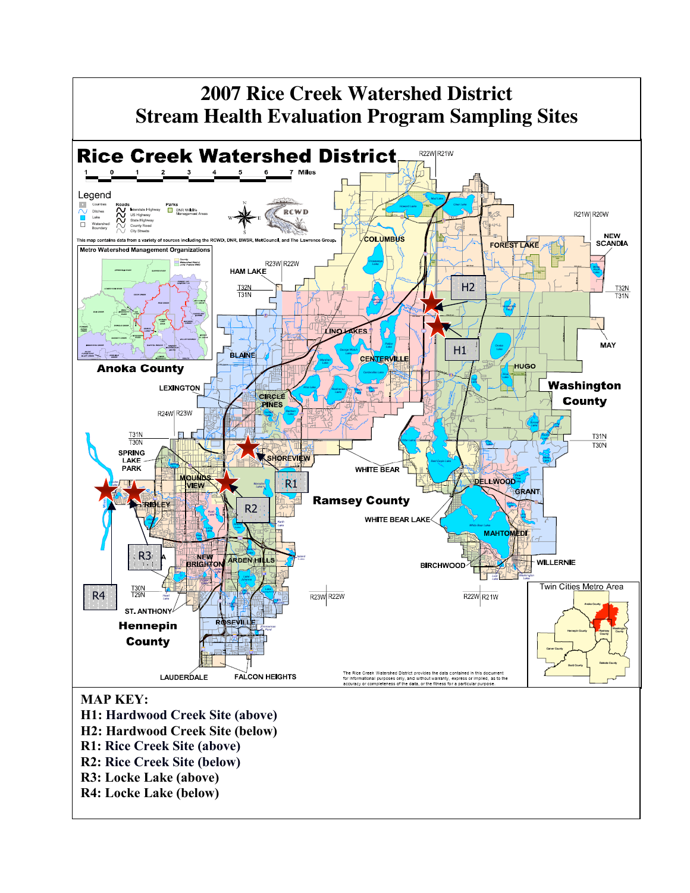# 2007 Rice Creek Watershed District Stream Health Evaluation Program Sampling Sites

**MAP KEY:**

**H1: Hardwood Creek Site (above)**
**H2: Hardwood Creek Site (below)**
**R1: Rice Creek Site (above)**
**R2: Rice Creek Site (below)**
**R3: Locke Lake (above)**
**R4: Locke Lake (below)**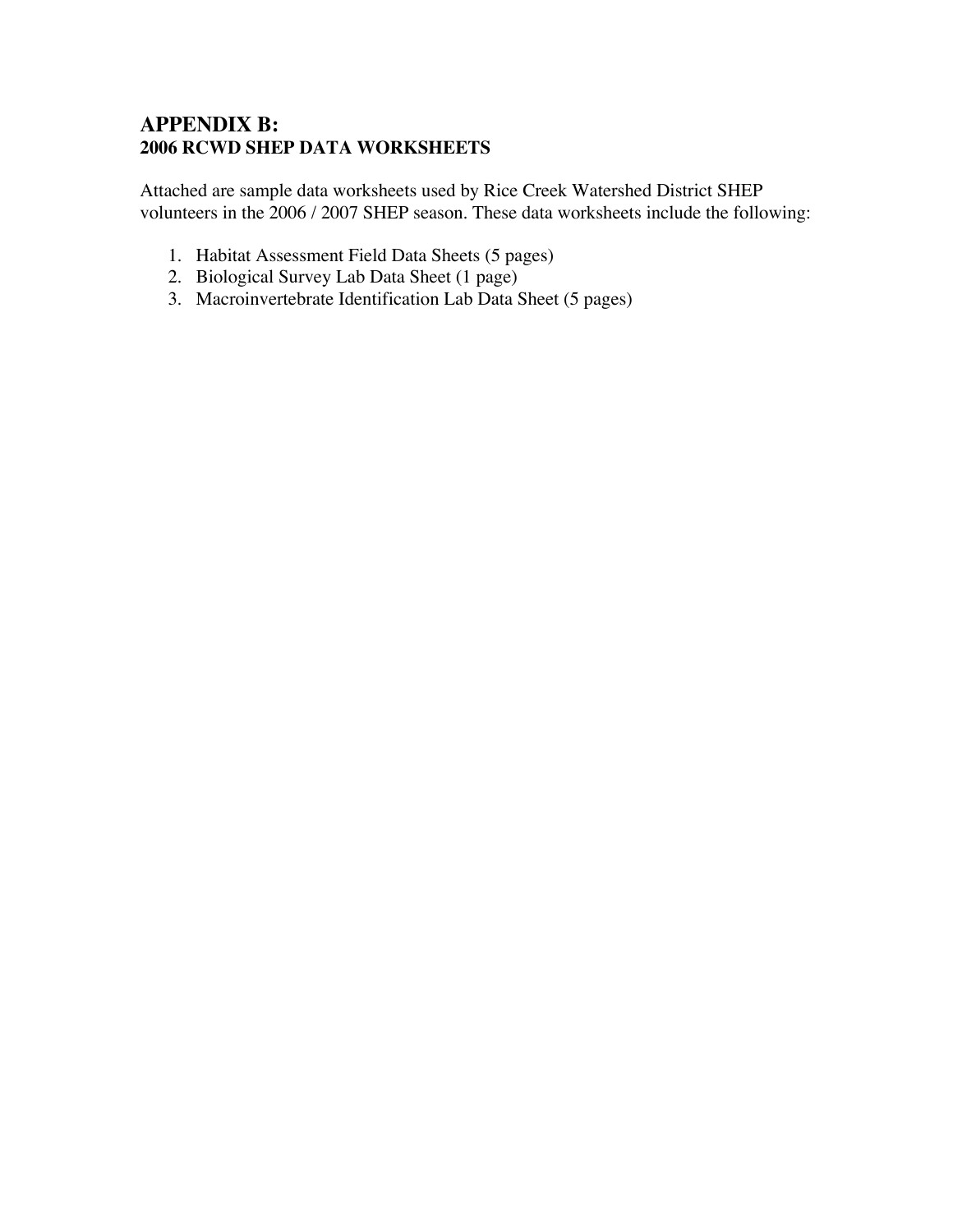# APPENDIX B:
## 2006 RCWD SHEP DATA WORKSHEETS

Attached are sample data worksheets used by Rice Creek Watershed District SHEP volunteers in the 2006 / 2007 SHEP season. These data worksheets include the following:

1. Habitat Assessment Field Data Sheets (5 pages)
2. Biological Survey Lab Data Sheet (1 page)
3. Macroinvertebrate Identification Lab Data Sheet (5 pages)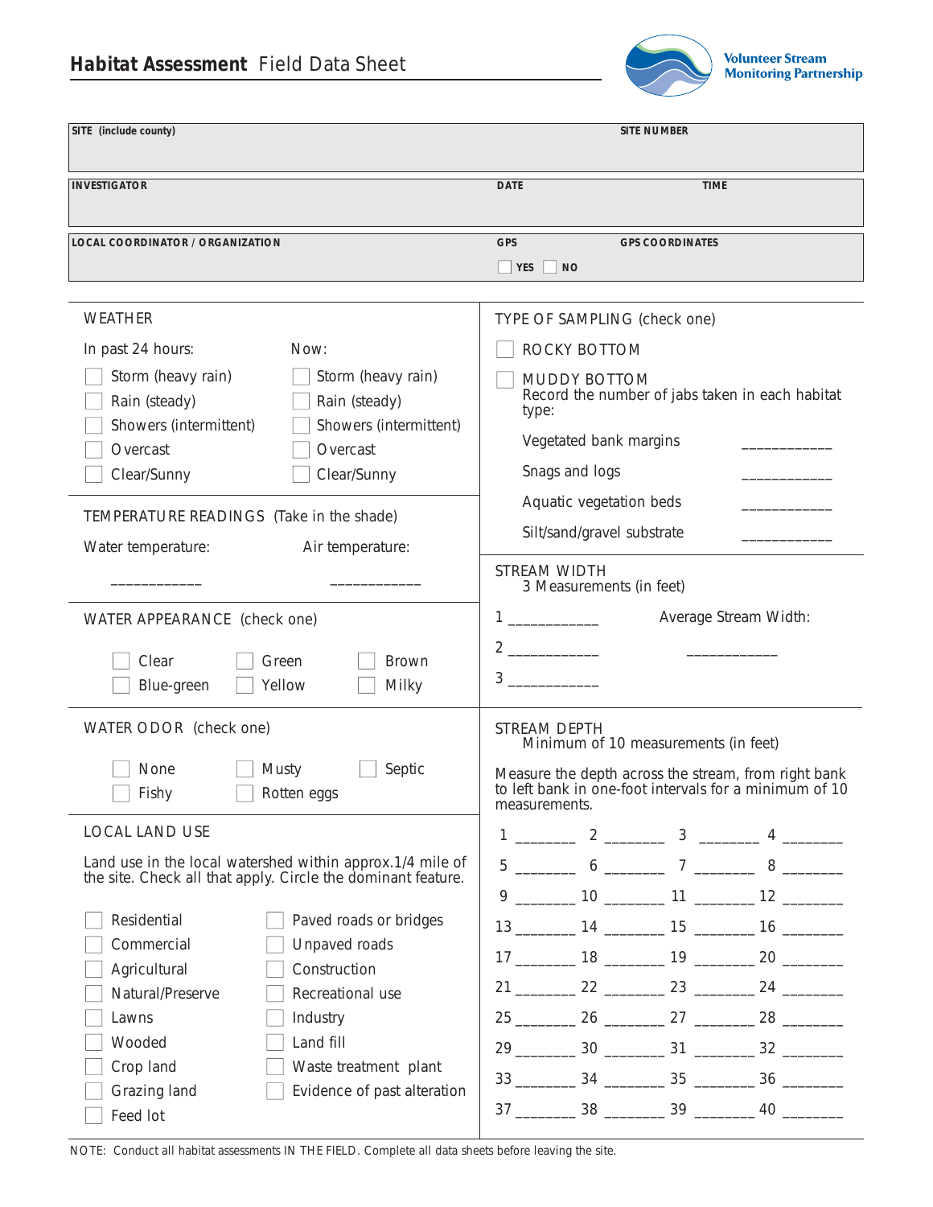# **Habitat Assessment** Field Data Sheet

Volunteer Stream Monitoring Partnership

| SITE (include county) | SITE NUMBER |
|---|---|
| | |

| INVESTIGATOR | DATE | TIME |
|---|---|---|
| | | |

| LOCAL COORDINATOR / ORGANIZATION | GPS | GPS COORDINATES |
|---|---|---|
| | ☐ YES ☐ NO | |

## WEATHER

| In past 24 hours: | Now: |
|---|---|
| ☐ Storm (heavy rain) | ☐ Storm (heavy rain) |
| ☐ Rain (steady) | ☐ Rain (steady) |
| ☐ Showers (intermittent) | ☐ Showers (intermittent) |
| ☐ Overcast | ☐ Overcast |
| ☐ Clear/Sunny | ☐ Clear/Sunny |

## TEMPERATURE READINGS (Take in the shade)

Water temperature: ____________ Air temperature: ____________

## WATER APPEARANCE (check one)

☐ Clear ☐ Green ☐ Brown
☐ Blue-green ☐ Yellow ☐ Milky

## WATER ODOR (check one)

☐ None ☐ Musty ☐ Septic
☐ Fishy ☐ Rotten eggs

## LOCAL LAND USE

Land use in the local watershed within approx.1/4 mile of the site. Check all that apply. Circle the dominant feature.

| | |
|---|---|
| ☐ Residential | ☐ Paved roads or bridges |
| ☐ Commercial | ☐ Unpaved roads |
| ☐ Agricultural | ☐ Construction |
| ☐ Natural/Preserve | ☐ Recreational use |
| ☐ Lawns | ☐ Industry |
| ☐ Wooded | ☐ Land fill |
| ☐ Crop land | ☐ Waste treatment plant |
| ☐ Grazing land | ☐ Evidence of past alteration |
| ☐ Feed lot | |

## TYPE OF SAMPLING (check one)

☐ ROCKY BOTTOM

☐ MUDDY BOTTOM
Record the number of jabs taken in each habitat type:

- Vegetated bank margins ____________
- Snags and logs ____________
- Aquatic vegetation beds ____________
- Silt/sand/gravel substrate ____________

## STREAM WIDTH

3 Measurements (in feet)

1 ____________
2 ____________
3 ____________

Average Stream Width: ____________

## STREAM DEPTH

Minimum of 10 measurements (in feet)

Measure the depth across the stream, from right bank to left bank in one-foot intervals for a minimum of 10 measurements.

| | | | |
|---|---|---|---|
| 1 ________ | 2 ________ | 3 ________ | 4 ________ |
| 5 ________ | 6 ________ | 7 ________ | 8 ________ |
| 9 ________ | 10 ________ | 11 ________ | 12 ________ |
| 13 ________ | 14 ________ | 15 ________ | 16 ________ |
| 17 ________ | 18 ________ | 19 ________ | 20 ________ |
| 21 ________ | 22 ________ | 23 ________ | 24 ________ |
| 25 ________ | 26 ________ | 27 ________ | 28 ________ |
| 29 ________ | 30 ________ | 31 ________ | 32 ________ |
| 33 ________ | 34 ________ | 35 ________ | 36 ________ |
| 37 ________ | 38 ________ | 39 ________ | 40 ________ |

NOTE: Conduct all habitat assessments IN THE FIELD. Complete all data sheets before leaving the site.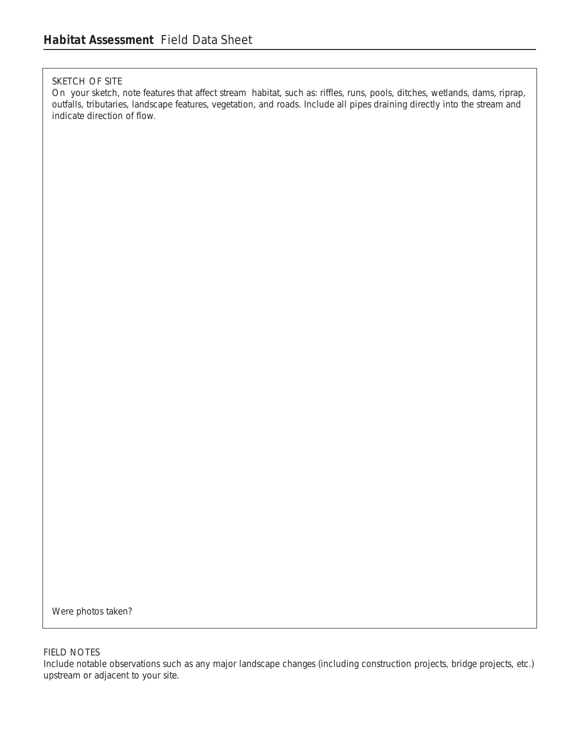## **Habitat Assessment** Field Data Sheet

SKETCH OF SITE

On your sketch, note features that affect stream habitat, such as: riffles, runs, pools, ditches, wetlands, dams, riprap, outfalls, tributaries, landscape features, vegetation, and roads. Include all pipes draining directly into the stream and indicate direction of flow.

Were photos taken?

FIELD NOTES

Include notable observations such as any major landscape changes (including construction projects, bridge projects, etc.) upstream or adjacent to your site.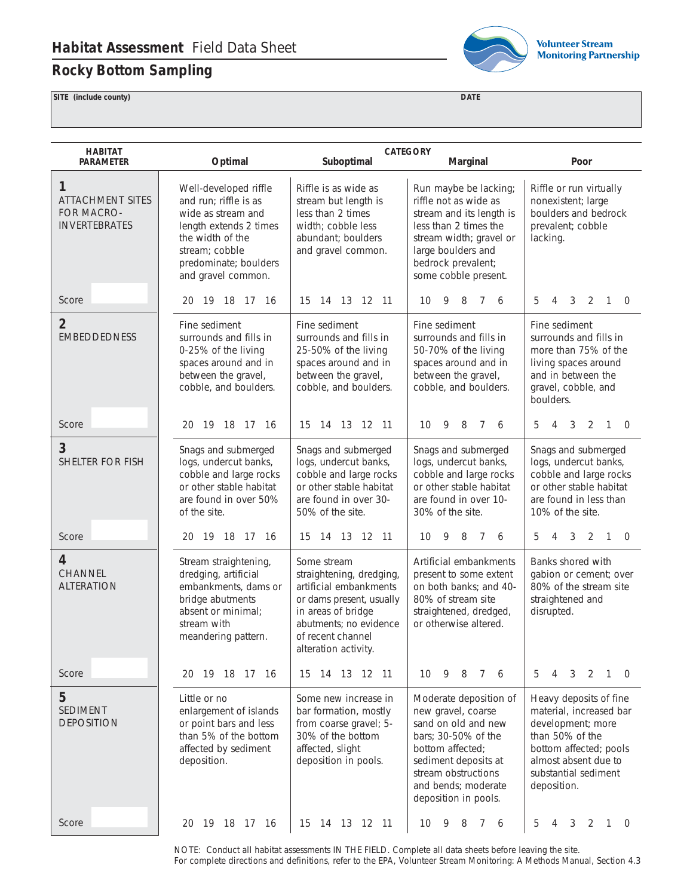# Habitat Assessment Field Data Sheet

## Rocky Bottom Sampling

Volunteer Stream Monitoring Partnership

| SITE (include county) | DATE |
|---|---|
| | |

| HABITAT PARAMETER | CATEGORY | | | |
|---|---|---|---|---|
| | Optimal | Suboptimal | Marginal | Poor |
| **1** ATTACHMENT SITES FOR MACRO-INVERTEBRATES | Well-developed riffle and run; riffle is as wide as stream and length extends 2 times the width of the stream; cobble predominate; boulders and gravel common. | Riffle is as wide as stream but length is less than 2 times width; cobble less abundant; boulders and gravel common. | Run maybe be lacking; riffle not as wide as stream and its length is less than 2 times the stream width; gravel or large boulders and bedrock prevalent; some cobble present. | Riffle or run virtually nonexistent; large boulders and bedrock prevalent; cobble lacking. |
| Score | 20 19 18 17 16 | 15 14 13 12 11 | 10 9 8 7 6 | 5 4 3 2 1 0 |
| **2** EMBEDDEDNESS | Fine sediment surrounds and fills in 0-25% of the living spaces around and in between the gravel, cobble, and boulders. | Fine sediment surrounds and fills in 25-50% of the living spaces around and in between the gravel, cobble, and boulders. | Fine sediment surrounds and fills in 50-70% of the living spaces around and in between the gravel, cobble, and boulders. | Fine sediment surrounds and fills in more than 75% of the living spaces around and in between the gravel, cobble, and boulders. |
| Score | 20 19 18 17 16 | 15 14 13 12 11 | 10 9 8 7 6 | 5 4 3 2 1 0 |
| **3** SHELTER FOR FISH | Snags and submerged logs, undercut banks, cobble and large rocks or other stable habitat are found in over 50% of the site. | Snags and submerged logs, undercut banks, cobble and large rocks or other stable habitat are found in over 30-50% of the site. | Snags and submerged logs, undercut banks, cobble and large rocks or other stable habitat are found in over 10-30% of the site. | Snags and submerged logs, undercut banks, cobble and large rocks or other stable habitat are found in less than 10% of the site. |
| Score | 20 19 18 17 16 | 15 14 13 12 11 | 10 9 8 7 6 | 5 4 3 2 1 0 |
| **4** CHANNEL ALTERATION | Stream straightening, dredging, artificial embankments, dams or bridge abutments absent or minimal; stream with meandering pattern. | Some stream straightening, dredging, artificial embankments or dams present, usually in areas of bridge abutments; no evidence of recent channel alteration activity. | Artificial embankments present to some extent on both banks; and 40-80% of stream site straightened, dredged, or otherwise altered. | Banks shored with gabion or cement; over 80% of the stream site straightened and disrupted. |
| Score | 20 19 18 17 16 | 15 14 13 12 11 | 10 9 8 7 6 | 5 4 3 2 1 0 |
| **5** SEDIMENT DEPOSITION | Little or no enlargement of islands or point bars and less than 5% of the bottom affected by sediment deposition. | Some new increase in bar formation, mostly from coarse gravel; 5-30% of the bottom affected, slight deposition in pools. | Moderate deposition of new gravel, coarse sand on old and new bars; 30-50% of the bottom affected; sediment deposits at stream obstructions and bends; moderate deposition in pools. | Heavy deposits of fine material, increased bar development; more than 50% of the bottom affected; pools almost absent due to substantial sediment deposition. |
| Score | 20 19 18 17 16 | 15 14 13 12 11 | 10 9 8 7 6 | 5 4 3 2 1 0 |

NOTE: Conduct all habitat assessments IN THE FIELD. Complete all data sheets before leaving the site.
For complete directions and definitions, refer to the EPA, Volunteer Stream Monitoring: A Methods Manual, Section 4.3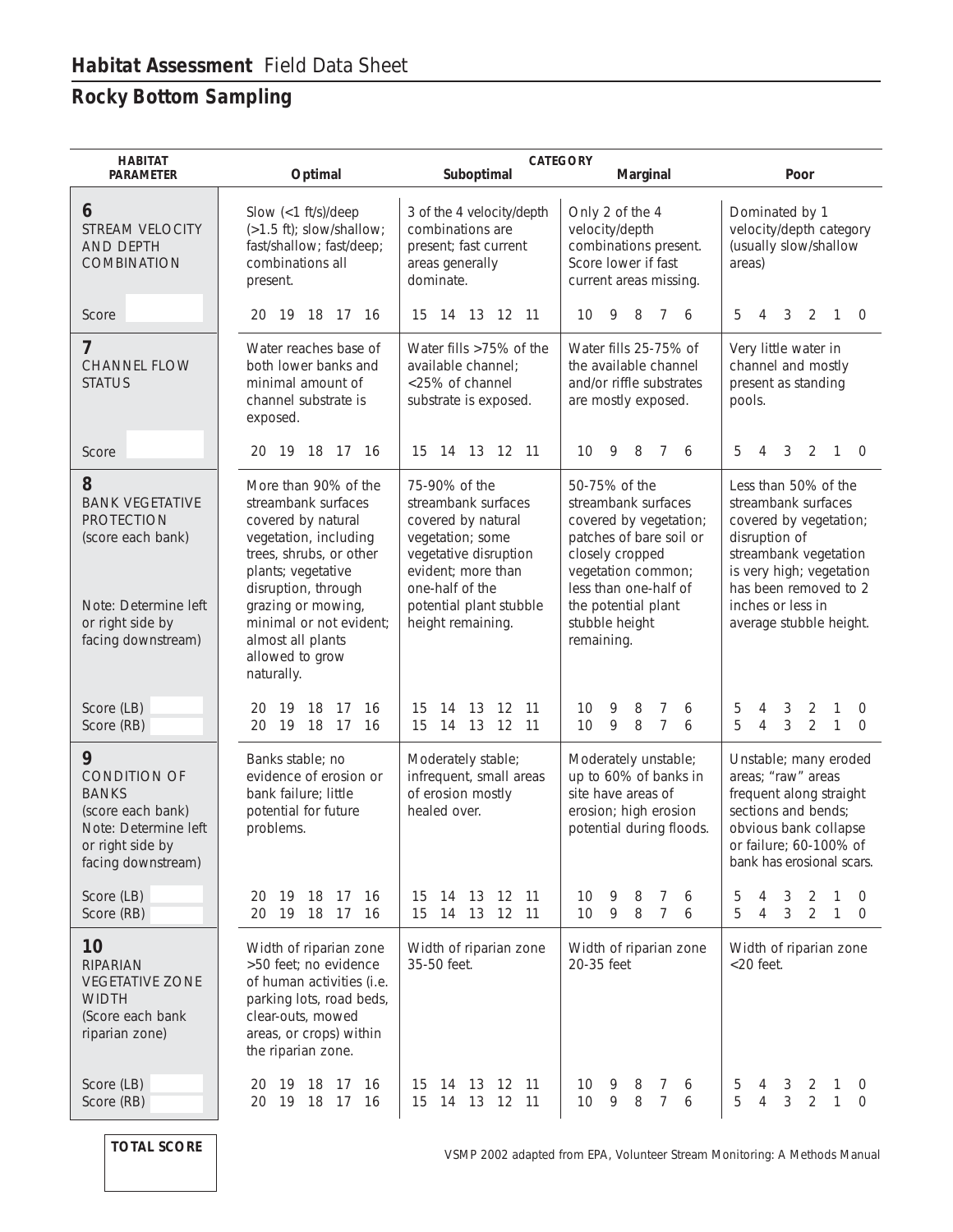## Habitat Assessment Field Data Sheet

## Rocky Bottom Sampling

| HABITAT PARAMETER | CATEGORY | | | |
|---|---|---|---|---|
| | Optimal | Suboptimal | Marginal | Poor |
| **6** STREAM VELOCITY AND DEPTH COMBINATION | Slow (<1 ft/s)/deep (>1.5 ft); slow/shallow; fast/shallow; fast/deep; combinations all present. | 3 of the 4 velocity/depth combinations are present; fast current areas generally dominate. | Only 2 of the 4 velocity/depth combinations present. Score lower if fast current areas missing. | Dominated by 1 velocity/depth category (usually slow/shallow areas) |
| Score | 20 19 18 17 16 | 15 14 13 12 11 | 10 9 8 7 6 | 5 4 3 2 1 0 |
| **7** CHANNEL FLOW STATUS | Water reaches base of both lower banks and minimal amount of channel substrate is exposed. | Water fills >75% of the available channel; <25% of channel substrate is exposed. | Water fills 25-75% of the available channel and/or riffle substrates are mostly exposed. | Very little water in channel and mostly present as standing pools. |
| Score | 20 19 18 17 16 | 15 14 13 12 11 | 10 9 8 7 6 | 5 4 3 2 1 0 |
| **8** BANK VEGETATIVE PROTECTION (score each bank) Note: Determine left or right side by facing downstream) | More than 90% of the streambank surfaces covered by natural vegetation, including trees, shrubs, or other plants; vegetative disruption, through grazing or mowing, minimal or not evident; almost all plants allowed to grow naturally. | 75-90% of the streambank surfaces covered by natural vegetation; some vegetative disruption evident; more than one-half of the potential plant stubble height remaining. | 50-75% of the streambank surfaces covered by vegetation; patches of bare soil or closely cropped vegetation common; less than one-half of the potential plant stubble height remaining. | Less than 50% of the streambank surfaces covered by vegetation; disruption of streambank vegetation is very high; vegetation has been removed to 2 inches or less in average stubble height. |
| Score (LB) | 20 19 18 17 16 | 15 14 13 12 11 | 10 9 8 7 6 | 5 4 3 2 1 0 |
| Score (RB) | 20 19 18 17 16 | 15 14 13 12 11 | 10 9 8 7 6 | 5 4 3 2 1 0 |
| **9** CONDITION OF BANKS (score each bank) Note: Determine left or right side by facing downstream) | Banks stable; no evidence of erosion or bank failure; little potential for future problems. | Moderately stable; infrequent, small areas of erosion mostly healed over. | Moderately unstable; up to 60% of banks in site have areas of erosion; high erosion potential during floods. | Unstable; many eroded areas; "raw" areas frequent along straight sections and bends; obvious bank collapse or failure; 60-100% of bank has erosional scars. |
| Score (LB) | 20 19 18 17 16 | 15 14 13 12 11 | 10 9 8 7 6 | 5 4 3 2 1 0 |
| Score (RB) | 20 19 18 17 16 | 15 14 13 12 11 | 10 9 8 7 6 | 5 4 3 2 1 0 |
| **10** RIPARIAN VEGETATIVE ZONE WIDTH (Score each bank riparian zone) | Width of riparian zone >50 feet; no evidence of human activities (i.e. parking lots, road beds, clear-outs, mowed areas, or crops) within the riparian zone. | Width of riparian zone 35-50 feet. | Width of riparian zone 20-35 feet | Width of riparian zone <20 feet. |
| Score (LB) | 20 19 18 17 16 | 15 14 13 12 11 | 10 9 8 7 6 | 5 4 3 2 1 0 |
| Score (RB) | 20 19 18 17 16 | 15 14 13 12 11 | 10 9 8 7 6 | 5 4 3 2 1 0 |

**TOTAL SCORE**

VSMP 2002 adapted from EPA, Volunteer Stream Monitoring: A Methods Manual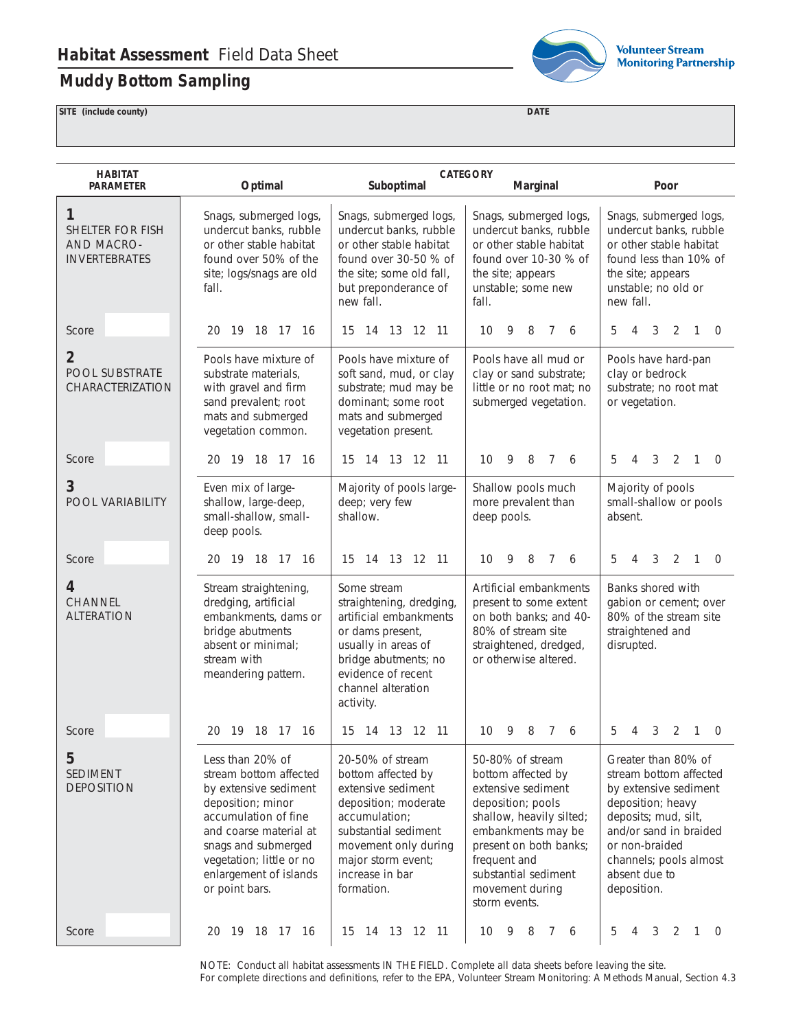# Habitat Assessment Field Data Sheet

## Muddy Bottom Sampling

Volunteer Stream Monitoring Partnership

| SITE (include county) | DATE |
|---|---|
| | |

| HABITAT PARAMETER | Optimal | Suboptimal | Marginal | Poor |
|---|---|---|---|---|
| **1** SHELTER FOR FISH AND MACRO-INVERTEBRATES | Snags, submerged logs, undercut banks, rubble or other stable habitat found over 50% of the site; logs/snags are old fall. | Snags, submerged logs, undercut banks, rubble or other stable habitat found over 30-50 % of the site; some old fall, but preponderance of new fall. | Snags, submerged logs, undercut banks, rubble or other stable habitat found over 10-30 % of the site; appears unstable; some new fall. | Snags, submerged logs, undercut banks, rubble or other stable habitat found less than 10% of the site; appears unstable; no old or new fall. |
| Score | 20 19 18 17 16 | 15 14 13 12 11 | 10 9 8 7 6 | 5 4 3 2 1 0 |
| **2** POOL SUBSTRATE CHARACTERIZATION | Pools have mixture of substrate materials, with gravel and firm sand prevalent; root mats and submerged vegetation common. | Pools have mixture of soft sand, mud, or clay substrate; mud may be dominant; some root mats and submerged vegetation present. | Pools have all mud or clay or sand substrate; little or no root mat; no submerged vegetation. | Pools have hard-pan clay or bedrock substrate; no root mat or vegetation. |
| Score | 20 19 18 17 16 | 15 14 13 12 11 | 10 9 8 7 6 | 5 4 3 2 1 0 |
| **3** POOL VARIABILITY | Even mix of large-shallow, large-deep, small-shallow, small-deep pools. | Majority of pools large-deep; very few shallow. | Shallow pools much more prevalent than deep pools. | Majority of pools small-shallow or pools absent. |
| Score | 20 19 18 17 16 | 15 14 13 12 11 | 10 9 8 7 6 | 5 4 3 2 1 0 |
| **4** CHANNEL ALTERATION | Stream straightening, dredging, artificial embankments, dams or bridge abutments absent or minimal; stream with meandering pattern. | Some stream straightening, dredging, artificial embankments or dams present, usually in areas of bridge abutments; no evidence of recent channel alteration activity. | Artificial embankments present to some extent on both banks; and 40-80% of stream site straightened, dredged, or otherwise altered. | Banks shored with gabion or cement; over 80% of the stream site straightened and disrupted. |
| Score | 20 19 18 17 16 | 15 14 13 12 11 | 10 9 8 7 6 | 5 4 3 2 1 0 |
| **5** SEDIMENT DEPOSITION | Less than 20% of stream bottom affected by extensive sediment deposition; minor accumulation of fine and coarse material at snags and submerged vegetation; little or no enlargement of islands or point bars. | 20-50% of stream bottom affected by extensive sediment deposition; moderate accumulation; substantial sediment movement only during major storm event; increase in bar formation. | 50-80% of stream bottom affected by extensive sediment deposition; pools shallow, heavily silted; embankments may be present on both banks; frequent and substantial sediment movement during storm events. | Greater than 80% of stream bottom affected by extensive sediment deposition; heavy deposits; mud, silt, and/or sand in braided or non-braided channels; pools almost absent due to deposition. |
| Score | 20 19 18 17 16 | 15 14 13 12 11 | 10 9 8 7 6 | 5 4 3 2 1 0 |

NOTE: Conduct all habitat assessments IN THE FIELD. Complete all data sheets before leaving the site.
For complete directions and definitions, refer to the EPA, Volunteer Stream Monitoring: A Methods Manual, Section 4.3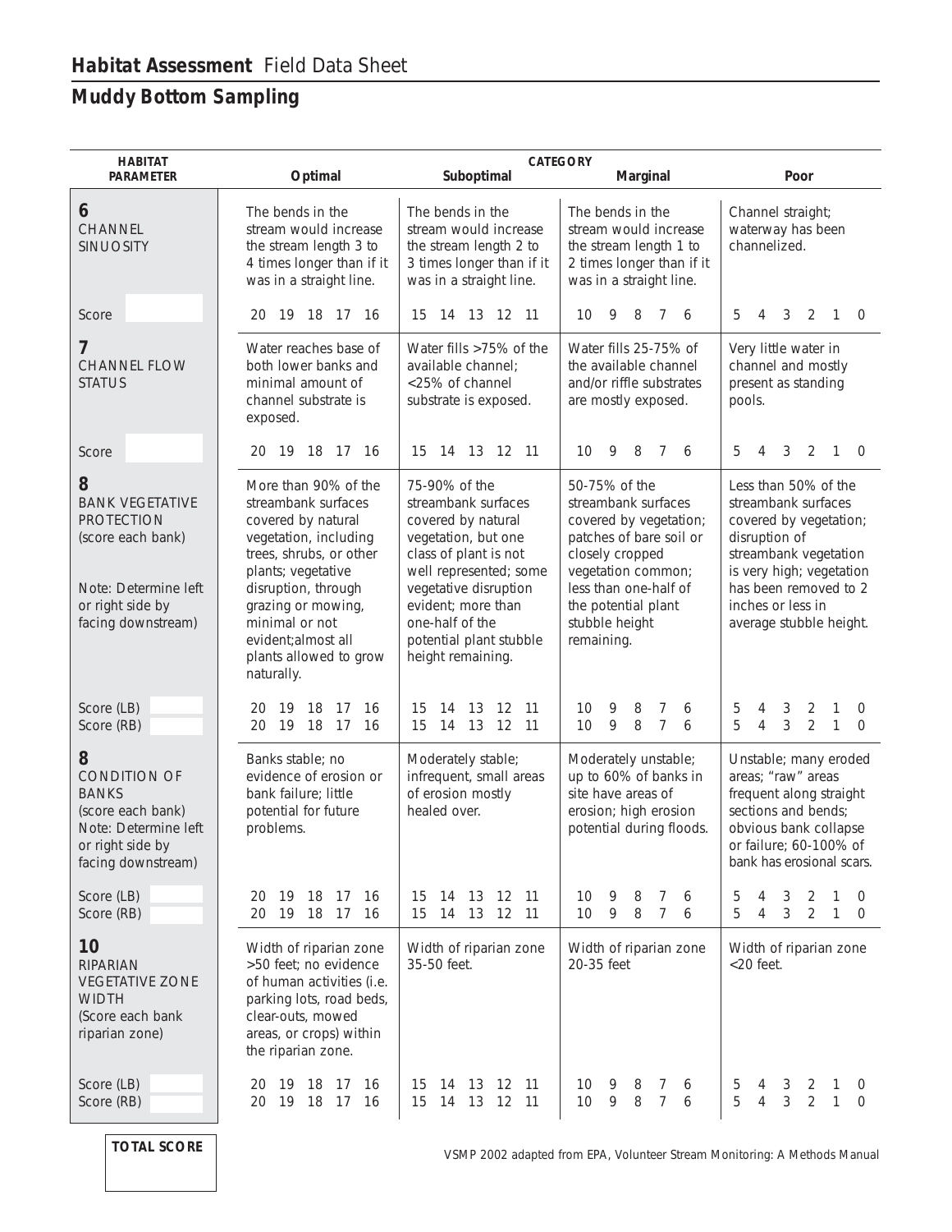# **Habitat Assessment** Field Data Sheet

## Muddy Bottom Sampling

| HABITAT PARAMETER | CATEGORY Optimal | Suboptimal | Marginal | Poor |
|---|---|---|---|---|
| **6** CHANNEL SINUOSITY | The bends in the stream would increase the stream length 3 to 4 times longer than if it was in a straight line. | The bends in the stream would increase the stream length 2 to 3 times longer than if it was in a straight line. | The bends in the stream would increase the stream length 1 to 2 times longer than if it was in a straight line. | Channel straight; waterway has been channelized. |
| Score | 20 19 18 17 16 | 15 14 13 12 11 | 10 9 8 7 6 | 5 4 3 2 1 0 |
| **7** CHANNEL FLOW STATUS | Water reaches base of both lower banks and minimal amount of channel substrate is exposed. | Water fills >75% of the available channel; <25% of channel substrate is exposed. | Water fills 25-75% of the available channel and/or riffle substrates are mostly exposed. | Very little water in channel and mostly present as standing pools. |
| Score | 20 19 18 17 16 | 15 14 13 12 11 | 10 9 8 7 6 | 5 4 3 2 1 0 |
| **8** BANK VEGETATIVE PROTECTION (score each bank) Note: Determine left or right side by facing downstream) | More than 90% of the streambank surfaces covered by natural vegetation, including trees, shrubs, or other plants; vegetative disruption, through grazing or mowing, minimal or not evident;almost all plants allowed to grow naturally. | 75-90% of the streambank surfaces covered by natural vegetation, but one class of plant is not well represented; some vegetative disruption evident; more than one-half of the potential plant stubble height remaining. | 50-75% of the streambank surfaces covered by vegetation; patches of bare soil or closely cropped vegetation common; less than one-half of the potential plant stubble height remaining. | Less than 50% of the streambank surfaces covered by vegetation; disruption of streambank vegetation is very high; vegetation has been removed to 2 inches or less in average stubble height. |
| Score (LB) | 20 19 18 17 16 | 15 14 13 12 11 | 10 9 8 7 6 | 5 4 3 2 1 0 |
| Score (RB) | 20 19 18 17 16 | 15 14 13 12 11 | 10 9 8 7 6 | 5 4 3 2 1 0 |
| **8** CONDITION OF BANKS (score each bank) Note: Determine left or right side by facing downstream) | Banks stable; no evidence of erosion or bank failure; little potential for future problems. | Moderately stable; infrequent, small areas of erosion mostly healed over. | Moderately unstable; up to 60% of banks in site have areas of erosion; high erosion potential during floods. | Unstable; many eroded areas; "raw" areas frequent along straight sections and bends; obvious bank collapse or failure; 60-100% of bank has erosional scars. |
| Score (LB) | 20 19 18 17 16 | 15 14 13 12 11 | 10 9 8 7 6 | 5 4 3 2 1 0 |
| Score (RB) | 20 19 18 17 16 | 15 14 13 12 11 | 10 9 8 7 6 | 5 4 3 2 1 0 |
| **10** RIPARIAN VEGETATIVE ZONE WIDTH (Score each bank riparian zone) | Width of riparian zone >50 feet; no evidence of human activities (i.e. parking lots, road beds, clear-outs, mowed areas, or crops) within the riparian zone. | Width of riparian zone 35-50 feet. | Width of riparian zone 20-35 feet | Width of riparian zone <20 feet. |
| Score (LB) | 20 19 18 17 16 | 15 14 13 12 11 | 10 9 8 7 6 | 5 4 3 2 1 0 |
| Score (RB) | 20 19 18 17 16 | 15 14 13 12 11 | 10 9 8 7 6 | 5 4 3 2 1 0 |

**TOTAL SCORE**

VSMP 2002 adapted from EPA, Volunteer Stream Monitoring: A Methods Manual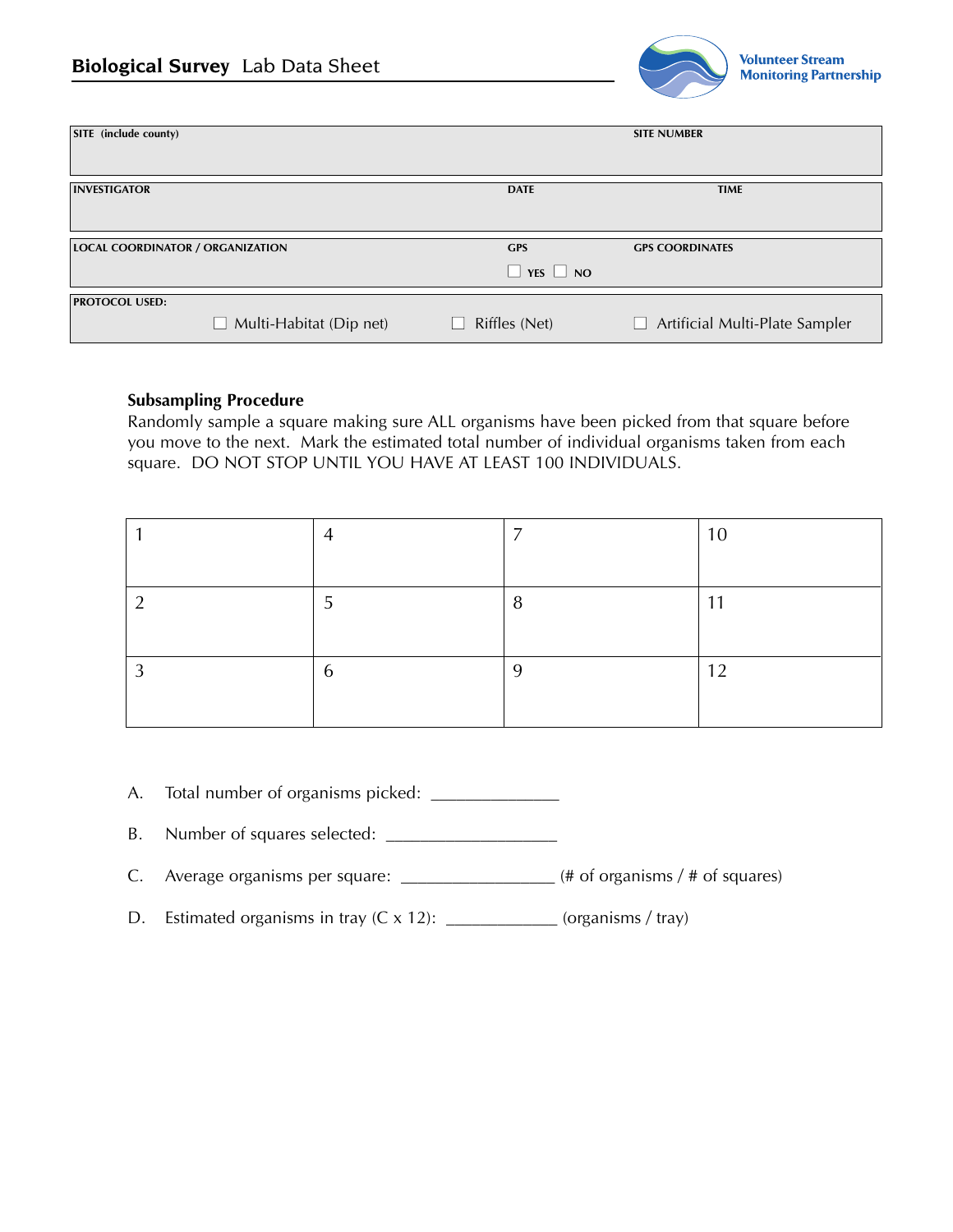## **Biological Survey** Lab Data Sheet

Volunteer Stream Monitoring Partnership

| SITE (include county) | | SITE NUMBER |
|---|---|---|
| | | |

| INVESTIGATOR | DATE | TIME |
|---|---|---|
| | | |

| LOCAL COORDINATOR / ORGANIZATION | GPS | GPS COORDINATES |
|---|---|---|
| | ☐ YES ☐ NO | |

**PROTOCOL USED:**

☐ Multi-Habitat (Dip net) ☐ Riffles (Net) ☐ Artificial Multi-Plate Sampler

**Subsampling Procedure**

Randomly sample a square making sure ALL organisms have been picked from that square before you move to the next. Mark the estimated total number of individual organisms taken from each square. DO NOT STOP UNTIL YOU HAVE AT LEAST 100 INDIVIDUALS.

| 1 | 4 | 7 | 10 |
|---|---|---|---|
| 2 | 5 | 8 | 11 |
| 3 | 6 | 9 | 12 |

A. Total number of organisms picked: ______________

B. Number of squares selected: ___________________

C. Average organisms per square: _________________ (# of organisms / # of squares)

D. Estimated organisms in tray (C x 12): ____________ (organisms / tray)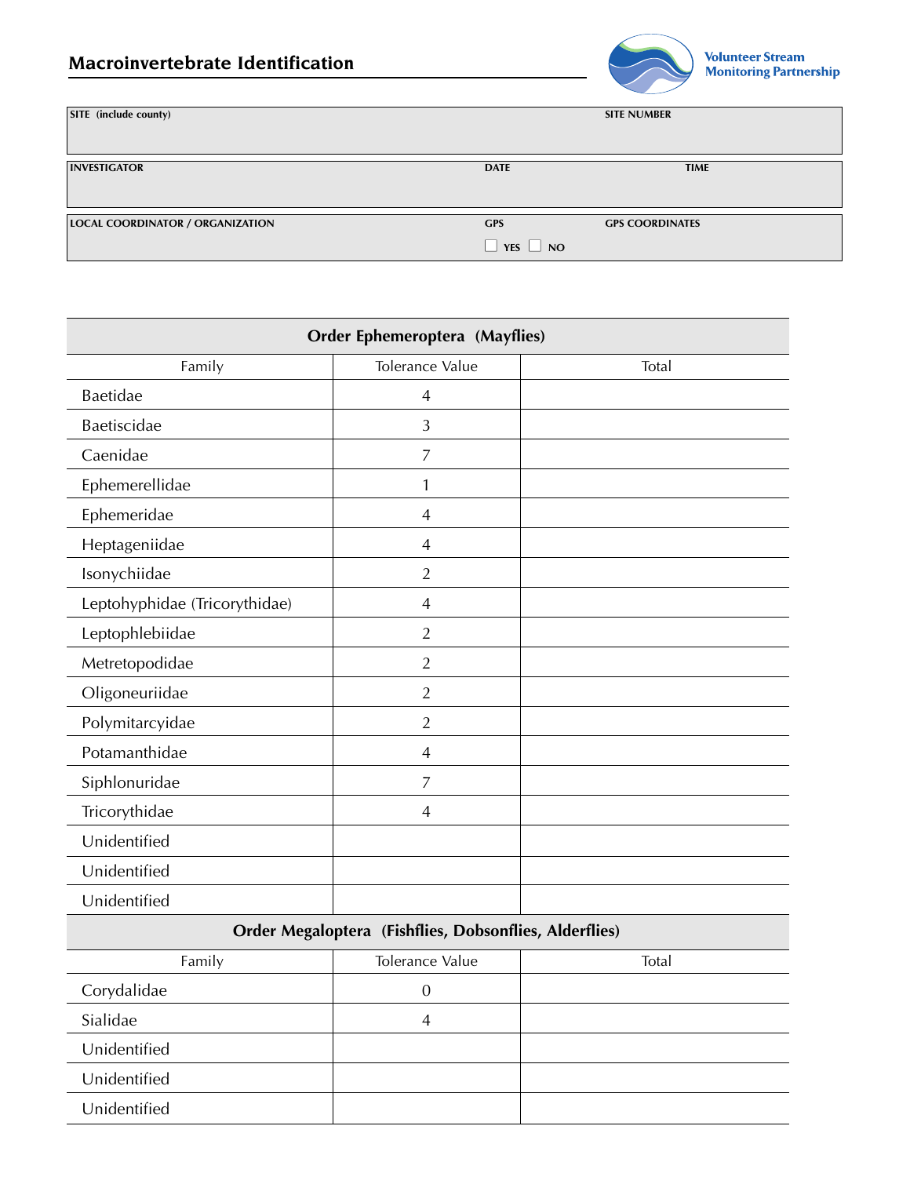## Macroinvertebrate Identification

Volunteer Stream Monitoring Partnership

| SITE (include county) | | SITE NUMBER |
|---|---|---|
| | | |

| INVESTIGATOR | DATE | TIME |
|---|---|---|
| | | |

| LOCAL COORDINATOR / ORGANIZATION | GPS | GPS COORDINATES |
|---|---|---|
| | ☐ YES ☐ NO | |

| Order Ephemeroptera (Mayflies) | | |
|---|---|---|
| **Family** | **Tolerance Value** | **Total** |
| Baetidae | 4 | |
| Baetiscidae | 3 | |
| Caenidae | 7 | |
| Ephemerellidae | 1 | |
| Ephemeridae | 4 | |
| Heptageniidae | 4 | |
| Isonychiidae | 2 | |
| Leptohyphidae (Tricorythidae) | 4 | |
| Leptophlebiidae | 2 | |
| Metretopodidae | 2 | |
| Oligoneuriidae | 2 | |
| Polymitarcyidae | 2 | |
| Potamanthidae | 4 | |
| Siphlonuridae | 7 | |
| Tricorythidae | 4 | |
| Unidentified | | |
| Unidentified | | |
| Unidentified | | |

| Order Megaloptera (Fishflies, Dobsonflies, Alderflies) | | |
|---|---|---|
| **Family** | **Tolerance Value** | **Total** |
| Corydalidae | 0 | |
| Sialidae | 4 | |
| Unidentified | | |
| Unidentified | | |
| Unidentified | | |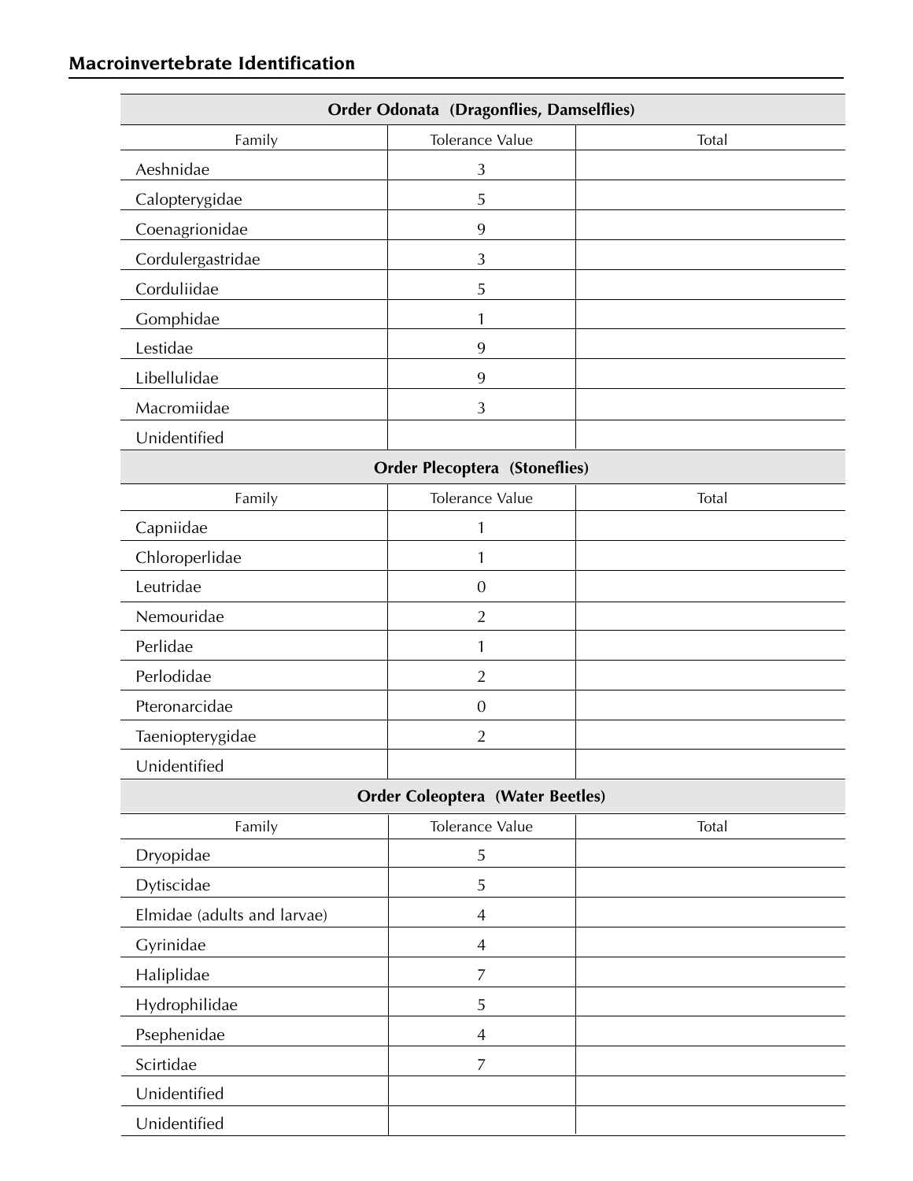## Macroinvertebrate Identification

| Order Odonata (Dragonflies, Damselflies) | | |
|---|---|---|
| Family | Tolerance Value | Total |
| Aeshnidae | 3 | |
| Calopterygidae | 5 | |
| Coenagrionidae | 9 | |
| Cordulergastridae | 3 | |
| Corduliidae | 5 | |
| Gomphidae | 1 | |
| Lestidae | 9 | |
| Libellulidae | 9 | |
| Macromiidae | 3 | |
| Unidentified | | |

| Order Plecoptera (Stoneflies) | | |
|---|---|---|
| Family | Tolerance Value | Total |
| Capniidae | 1 | |
| Chloroperlidae | 1 | |
| Leutridae | 0 | |
| Nemouridae | 2 | |
| Perlidae | 1 | |
| Perlodidae | 2 | |
| Pteronarcidae | 0 | |
| Taeniopterygidae | 2 | |
| Unidentified | | |

| Order Coleoptera (Water Beetles) | | |
|---|---|---|
| Family | Tolerance Value | Total |
| Dryopidae | 5 | |
| Dytiscidae | 5 | |
| Elmidae (adults and larvae) | 4 | |
| Gyrinidae | 4 | |
| Haliplidae | 7 | |
| Hydrophilidae | 5 | |
| Psephenidae | 4 | |
| Scirtidae | 7 | |
| Unidentified | | |
| Unidentified | | |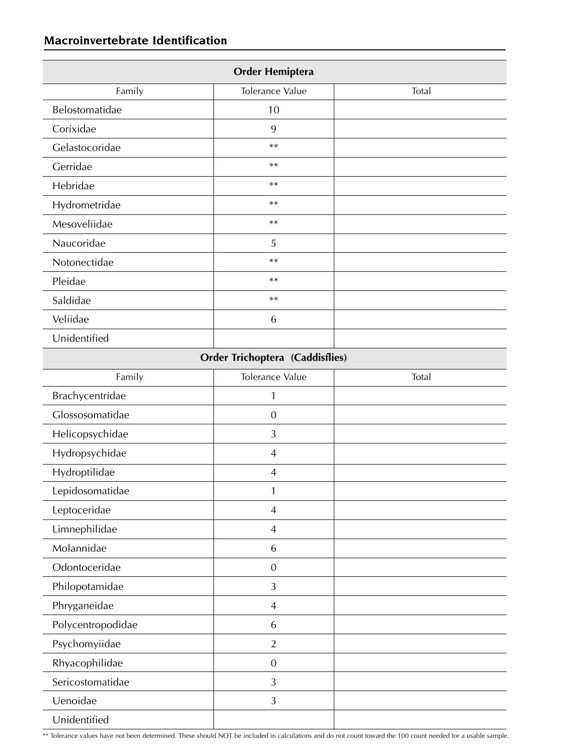## Macroinvertebrate Identification

| Order Hemiptera | | |
|---|---|---|
| Family | Tolerance Value | Total |
| Belostomatidae | 10 | |
| Corixidae | 9 | |
| Gelastocoridae | ** | |
| Gerridae | ** | |
| Hebridae | ** | |
| Hydrometridae | ** | |
| Mesoveliidae | ** | |
| Naucoridae | 5 | |
| Notonectidae | ** | |
| Pleidae | ** | |
| Saldidae | ** | |
| Veliidae | 6 | |
| Unidentified | | |

| Order Trichoptera (Caddisflies) | | |
|---|---|---|
| Family | Tolerance Value | Total |
| Brachycentridae | 1 | |
| Glossosomatidae | 0 | |
| Helicopsychidae | 3 | |
| Hydropsychidae | 4 | |
| Hydroptilidae | 4 | |
| Lepidosomatidae | 1 | |
| Leptoceridae | 4 | |
| Limnephilidae | 4 | |
| Molannidae | 6 | |
| Odontoceridae | 0 | |
| Philopotamidae | 3 | |
| Phryganeidae | 4 | |
| Polycentropodidae | 6 | |
| Psychomyiidae | 2 | |
| Rhyacophilidae | 0 | |
| Sericostomatidae | 3 | |
| Uenoidae | 3 | |
| Unidentified | | |

** Tolerance values have not been determined. These should NOT be included in calculations and do not count toward the 100 count needed for a usable sample.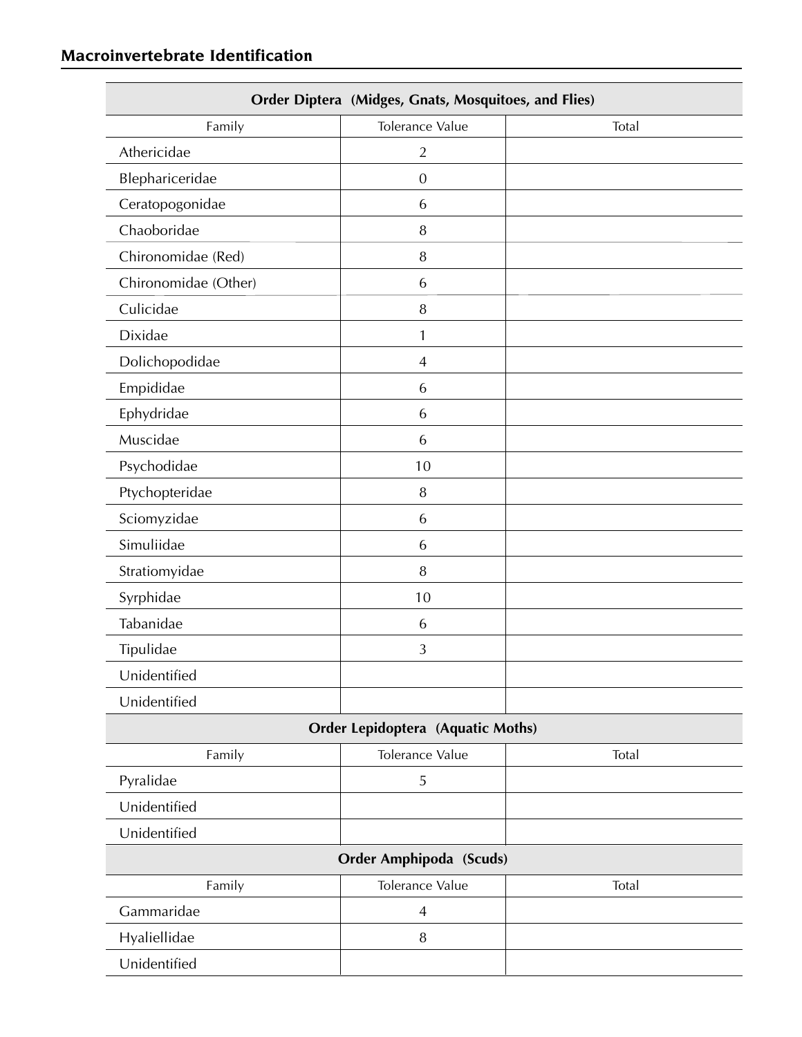## Macroinvertebrate Identification

| Order Diptera (Midges, Gnats, Mosquitoes, and Flies) | | |
|---|---|---|
| Family | Tolerance Value | Total |
| Athericidae | 2 | |
| Blephariceridae | 0 | |
| Ceratopogonidae | 6 | |
| Chaoboridae | 8 | |
| Chironomidae (Red) | 8 | |
| Chironomidae (Other) | 6 | |
| Culicidae | 8 | |
| Dixidae | 1 | |
| Dolichopodidae | 4 | |
| Empididae | 6 | |
| Ephydridae | 6 | |
| Muscidae | 6 | |
| Psychodidae | 10 | |
| Ptychopteridae | 8 | |
| Sciomyzidae | 6 | |
| Simuliidae | 6 | |
| Stratiomyidae | 8 | |
| Syrphidae | 10 | |
| Tabanidae | 6 | |
| Tipulidae | 3 | |
| Unidentified | | |
| Unidentified | | |

| Order Lepidoptera (Aquatic Moths) | | |
|---|---|---|
| Family | Tolerance Value | Total |
| Pyralidae | 5 | |
| Unidentified | | |
| Unidentified | | |

| Order Amphipoda (Scuds) | | |
|---|---|---|
| Family | Tolerance Value | Total |
| Gammaridae | 4 | |
| Hyaliellidae | 8 | |
| Unidentified | | |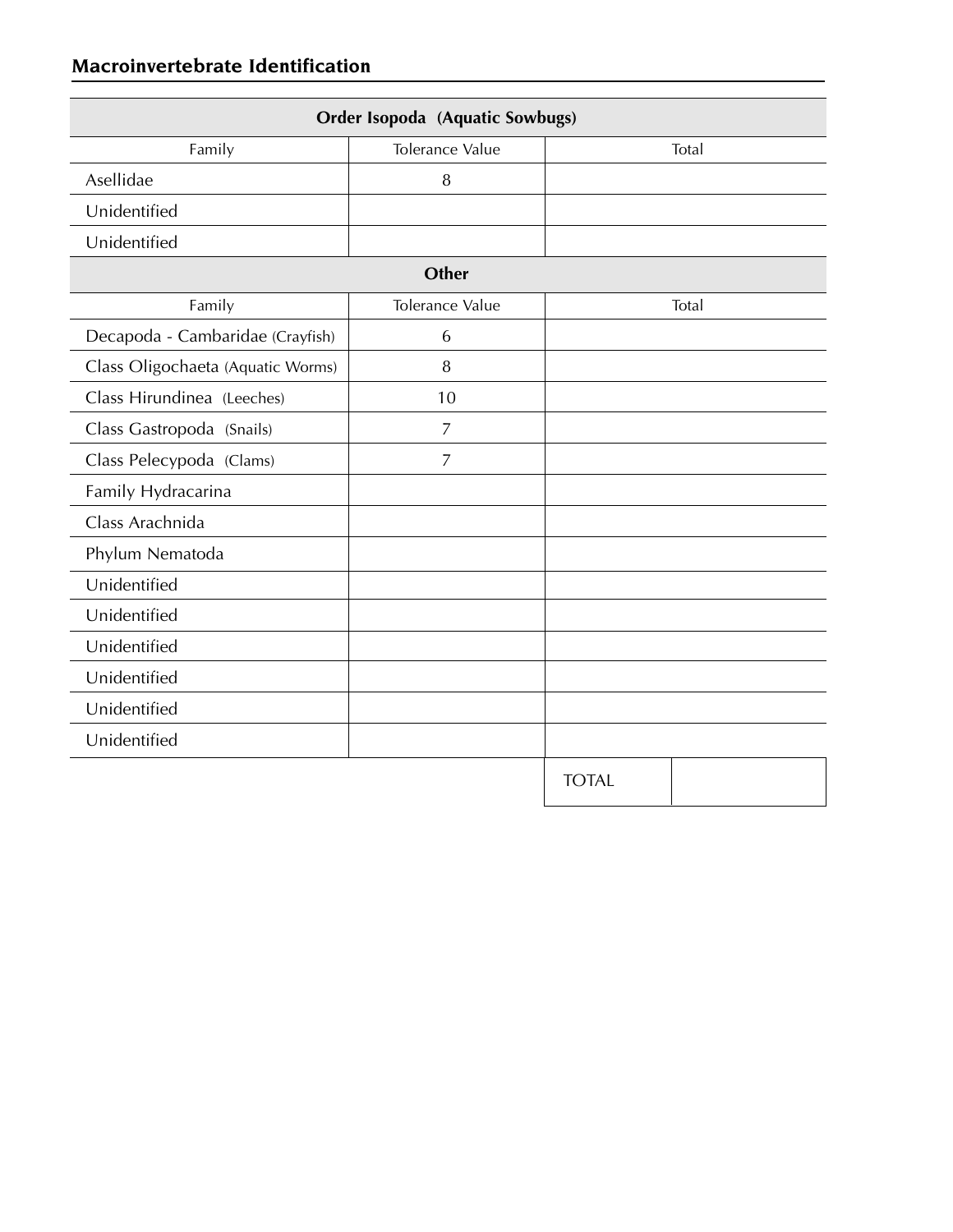## Macroinvertebrate Identification

| Order Isopoda (Aquatic Sowbugs) | | |
|---|---|---|
| Family | Tolerance Value | Total |
| Asellidae | 8 | |
| Unidentified | | |
| Unidentified | | |

| Other | | |
|---|---|---|
| Family | Tolerance Value | Total |
| Decapoda - Cambaridae (Crayfish) | 6 | |
| Class Oligochaeta (Aquatic Worms) | 8 | |
| Class Hirundinea (Leeches) | 10 | |
| Class Gastropoda (Snails) | 7 | |
| Class Pelecypoda (Clams) | 7 | |
| Family Hydracarina | | |
| Class Arachnida | | |
| Phylum Nematoda | | |
| Unidentified | | |
| Unidentified | | |
| Unidentified | | |
| Unidentified | | |
| Unidentified | | |
| Unidentified | | |
| | | TOTAL |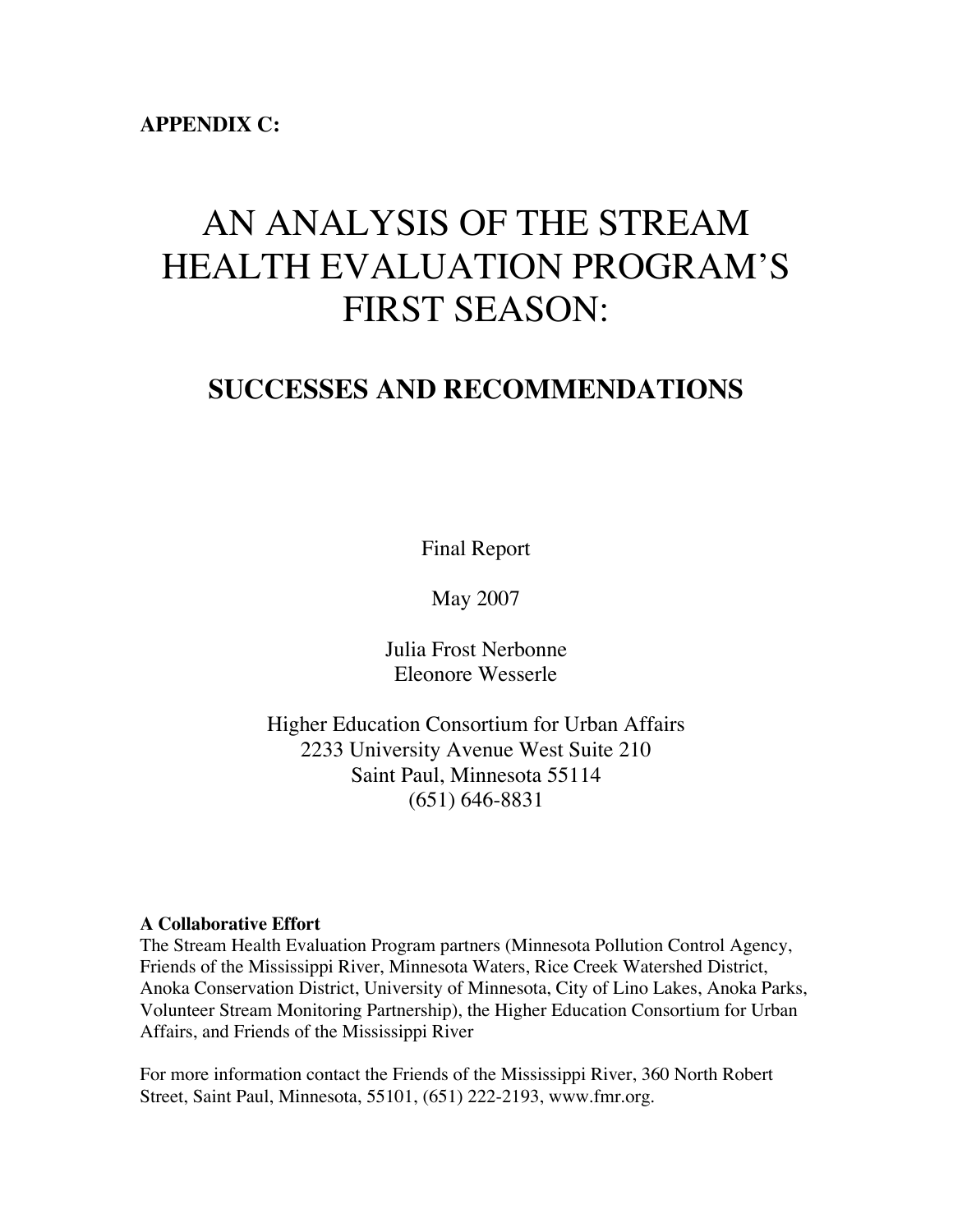**APPENDIX C:**

# AN ANALYSIS OF THE STREAM HEALTH EVALUATION PROGRAM'S FIRST SEASON:

## SUCCESSES AND RECOMMENDATIONS

Final Report

May 2007

Julia Frost Nerbonne
Eleonore Wesserle

Higher Education Consortium for Urban Affairs
2233 University Avenue West Suite 210
Saint Paul, Minnesota 55114
(651) 646-8831

**A Collaborative Effort**
The Stream Health Evaluation Program partners (Minnesota Pollution Control Agency, Friends of the Mississippi River, Minnesota Waters, Rice Creek Watershed District, Anoka Conservation District, University of Minnesota, City of Lino Lakes, Anoka Parks, Volunteer Stream Monitoring Partnership), the Higher Education Consortium for Urban Affairs, and Friends of the Mississippi River

For more information contact the Friends of the Mississippi River, 360 North Robert Street, Saint Paul, Minnesota, 55101, (651) 222-2193, www.fmr.org.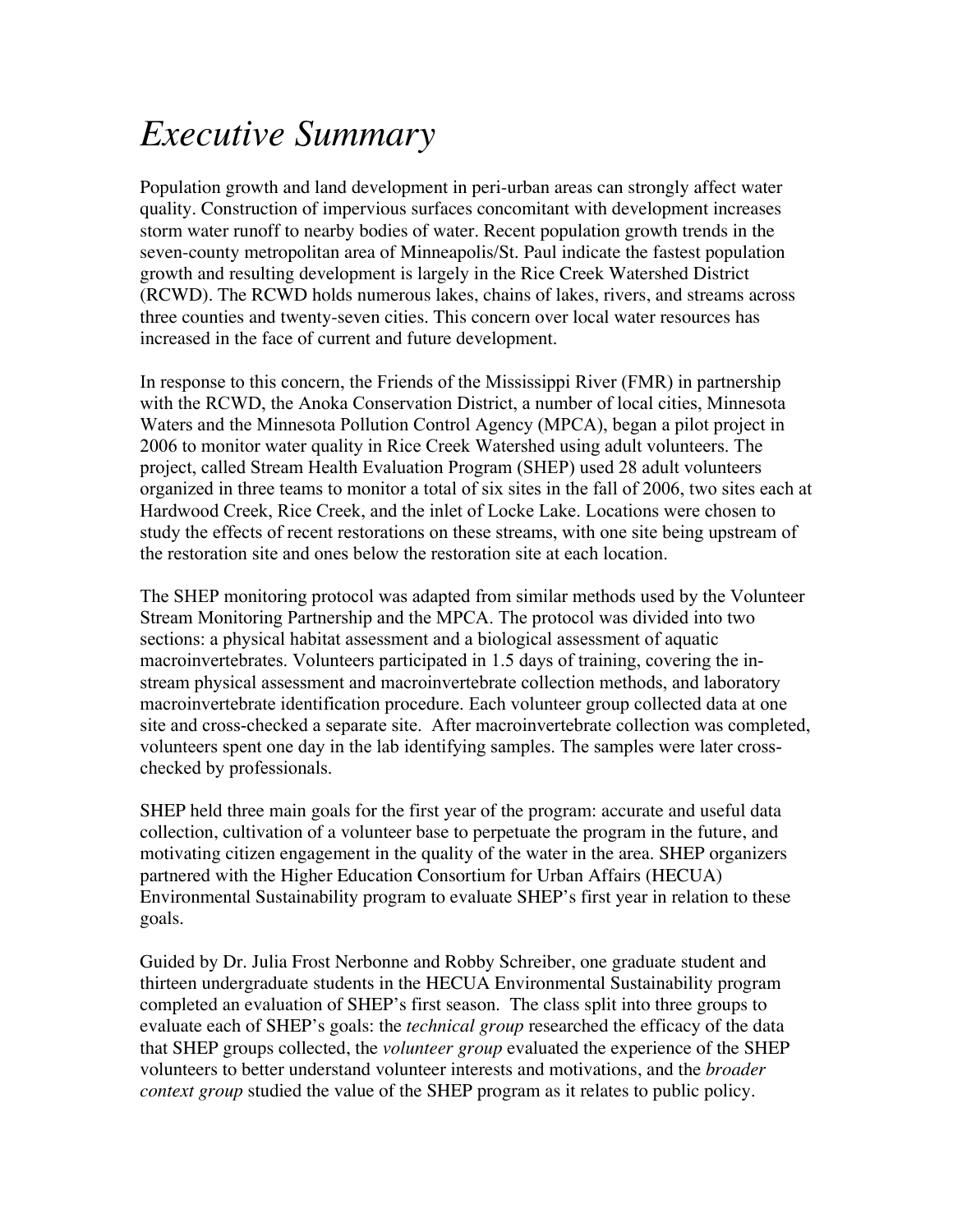# *Executive Summary*

Population growth and land development in peri-urban areas can strongly affect water quality. Construction of impervious surfaces concomitant with development increases storm water runoff to nearby bodies of water. Recent population growth trends in the seven-county metropolitan area of Minneapolis/St. Paul indicate the fastest population growth and resulting development is largely in the Rice Creek Watershed District (RCWD). The RCWD holds numerous lakes, chains of lakes, rivers, and streams across three counties and twenty-seven cities. This concern over local water resources has increased in the face of current and future development.

In response to this concern, the Friends of the Mississippi River (FMR) in partnership with the RCWD, the Anoka Conservation District, a number of local cities, Minnesota Waters and the Minnesota Pollution Control Agency (MPCA), began a pilot project in 2006 to monitor water quality in Rice Creek Watershed using adult volunteers. The project, called Stream Health Evaluation Program (SHEP) used 28 adult volunteers organized in three teams to monitor a total of six sites in the fall of 2006, two sites each at Hardwood Creek, Rice Creek, and the inlet of Locke Lake. Locations were chosen to study the effects of recent restorations on these streams, with one site being upstream of the restoration site and ones below the restoration site at each location.

The SHEP monitoring protocol was adapted from similar methods used by the Volunteer Stream Monitoring Partnership and the MPCA. The protocol was divided into two sections: a physical habitat assessment and a biological assessment of aquatic macroinvertebrates. Volunteers participated in 1.5 days of training, covering the in-stream physical assessment and macroinvertebrate collection methods, and laboratory macroinvertebrate identification procedure. Each volunteer group collected data at one site and cross-checked a separate site. After macroinvertebrate collection was completed, volunteers spent one day in the lab identifying samples. The samples were later cross-checked by professionals.

SHEP held three main goals for the first year of the program: accurate and useful data collection, cultivation of a volunteer base to perpetuate the program in the future, and motivating citizen engagement in the quality of the water in the area. SHEP organizers partnered with the Higher Education Consortium for Urban Affairs (HECUA) Environmental Sustainability program to evaluate SHEP's first year in relation to these goals.

Guided by Dr. Julia Frost Nerbonne and Robby Schreiber, one graduate student and thirteen undergraduate students in the HECUA Environmental Sustainability program completed an evaluation of SHEP's first season. The class split into three groups to evaluate each of SHEP's goals: the *technical group* researched the efficacy of the data that SHEP groups collected, the *volunteer group* evaluated the experience of the SHEP volunteers to better understand volunteer interests and motivations, and the *broader context group* studied the value of the SHEP program as it relates to public policy.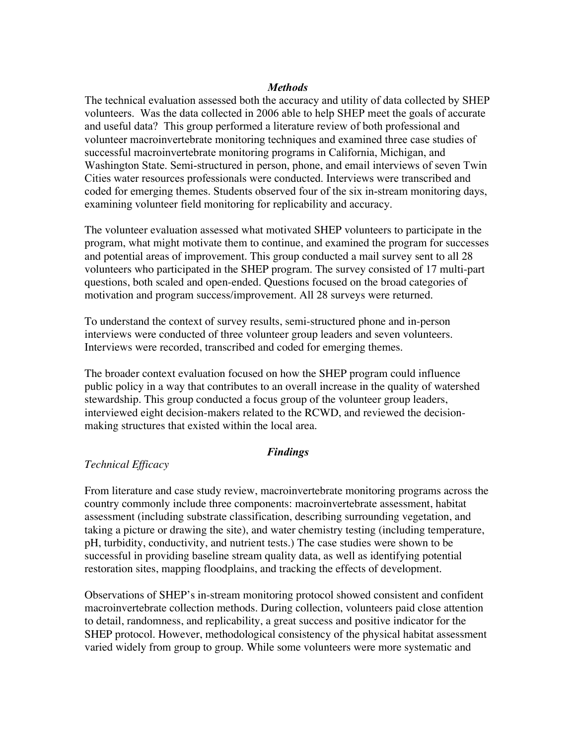### *Methods*

The technical evaluation assessed both the accuracy and utility of data collected by SHEP volunteers. Was the data collected in 2006 able to help SHEP meet the goals of accurate and useful data? This group performed a literature review of both professional and volunteer macroinvertebrate monitoring techniques and examined three case studies of successful macroinvertebrate monitoring programs in California, Michigan, and Washington State. Semi-structured in person, phone, and email interviews of seven Twin Cities water resources professionals were conducted. Interviews were transcribed and coded for emerging themes. Students observed four of the six in-stream monitoring days, examining volunteer field monitoring for replicability and accuracy.

The volunteer evaluation assessed what motivated SHEP volunteers to participate in the program, what might motivate them to continue, and examined the program for successes and potential areas of improvement. This group conducted a mail survey sent to all 28 volunteers who participated in the SHEP program. The survey consisted of 17 multi-part questions, both scaled and open-ended. Questions focused on the broad categories of motivation and program success/improvement. All 28 surveys were returned.

To understand the context of survey results, semi-structured phone and in-person interviews were conducted of three volunteer group leaders and seven volunteers. Interviews were recorded, transcribed and coded for emerging themes.

The broader context evaluation focused on how the SHEP program could influence public policy in a way that contributes to an overall increase in the quality of watershed stewardship. This group conducted a focus group of the volunteer group leaders, interviewed eight decision-makers related to the RCWD, and reviewed the decision-making structures that existed within the local area.

### *Findings*

#### *Technical Efficacy*

From literature and case study review, macroinvertebrate monitoring programs across the country commonly include three components: macroinvertebrate assessment, habitat assessment (including substrate classification, describing surrounding vegetation, and taking a picture or drawing the site), and water chemistry testing (including temperature, pH, turbidity, conductivity, and nutrient tests.) The case studies were shown to be successful in providing baseline stream quality data, as well as identifying potential restoration sites, mapping floodplains, and tracking the effects of development.

Observations of SHEP's in-stream monitoring protocol showed consistent and confident macroinvertebrate collection methods. During collection, volunteers paid close attention to detail, randomness, and replicability, a great success and positive indicator for the SHEP protocol. However, methodological consistency of the physical habitat assessment varied widely from group to group. While some volunteers were more systematic and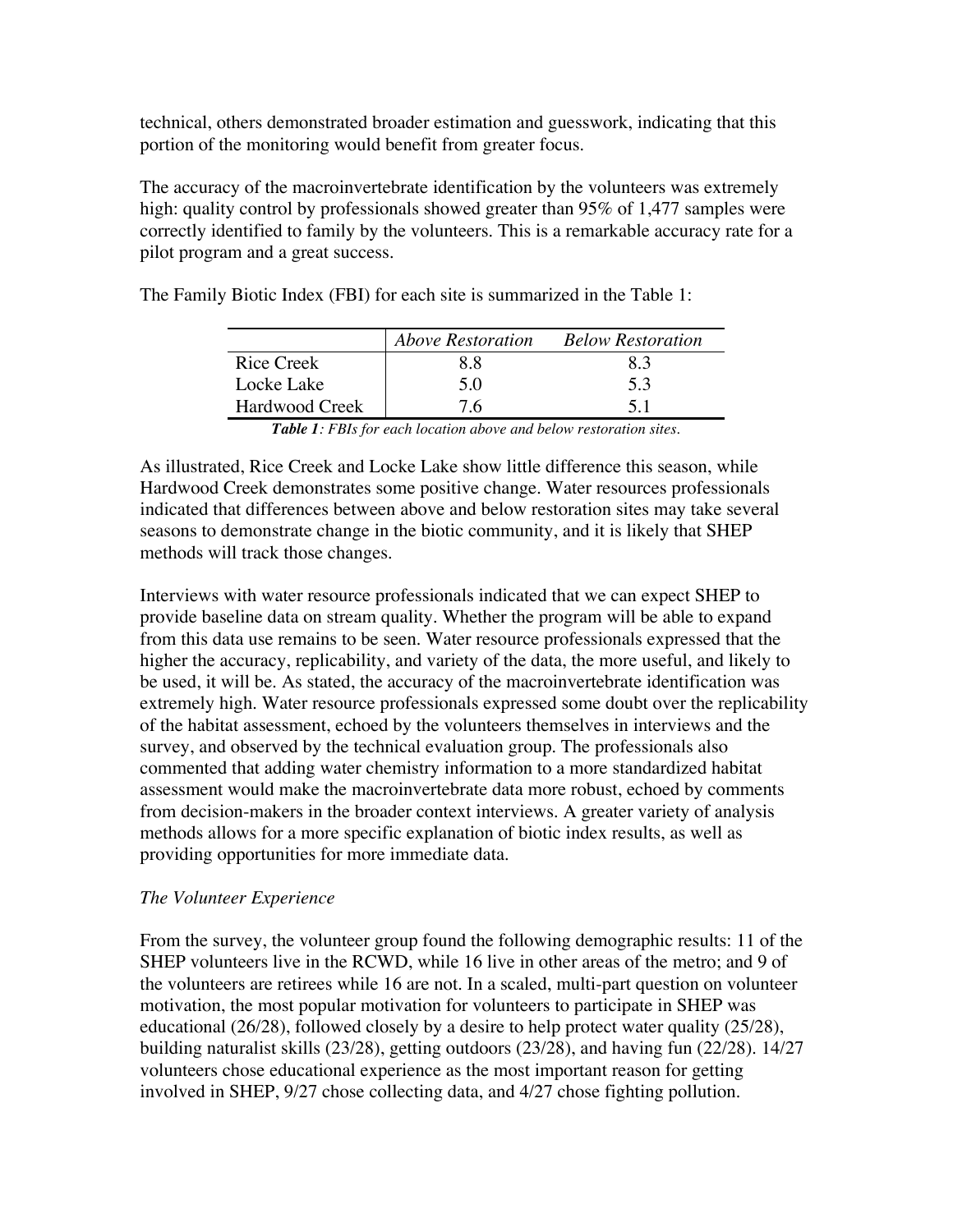technical, others demonstrated broader estimation and guesswork, indicating that this portion of the monitoring would benefit from greater focus.

The accuracy of the macroinvertebrate identification by the volunteers was extremely high: quality control by professionals showed greater than 95% of 1,477 samples were correctly identified to family by the volunteers. This is a remarkable accuracy rate for a pilot program and a great success.

The Family Biotic Index (FBI) for each site is summarized in the Table 1:

| | *Above Restoration* | *Below Restoration* |
|---|---|---|
| Rice Creek | 8.8 | 8.3 |
| Locke Lake | 5.0 | 5.3 |
| Hardwood Creek | 7.6 | 5.1 |

***Table 1****: FBIs for each location above and below restoration sites.*

As illustrated, Rice Creek and Locke Lake show little difference this season, while Hardwood Creek demonstrates some positive change. Water resources professionals indicated that differences between above and below restoration sites may take several seasons to demonstrate change in the biotic community, and it is likely that SHEP methods will track those changes.

Interviews with water resource professionals indicated that we can expect SHEP to provide baseline data on stream quality. Whether the program will be able to expand from this data use remains to be seen. Water resource professionals expressed that the higher the accuracy, replicability, and variety of the data, the more useful, and likely to be used, it will be. As stated, the accuracy of the macroinvertebrate identification was extremely high. Water resource professionals expressed some doubt over the replicability of the habitat assessment, echoed by the volunteers themselves in interviews and the survey, and observed by the technical evaluation group. The professionals also commented that adding water chemistry information to a more standardized habitat assessment would make the macroinvertebrate data more robust, echoed by comments from decision-makers in the broader context interviews. A greater variety of analysis methods allows for a more specific explanation of biotic index results, as well as providing opportunities for more immediate data.

*The Volunteer Experience*

From the survey, the volunteer group found the following demographic results: 11 of the SHEP volunteers live in the RCWD, while 16 live in other areas of the metro; and 9 of the volunteers are retirees while 16 are not. In a scaled, multi-part question on volunteer motivation, the most popular motivation for volunteers to participate in SHEP was educational (26/28), followed closely by a desire to help protect water quality (25/28), building naturalist skills (23/28), getting outdoors (23/28), and having fun (22/28). 14/27 volunteers chose educational experience as the most important reason for getting involved in SHEP, 9/27 chose collecting data, and 4/27 chose fighting pollution.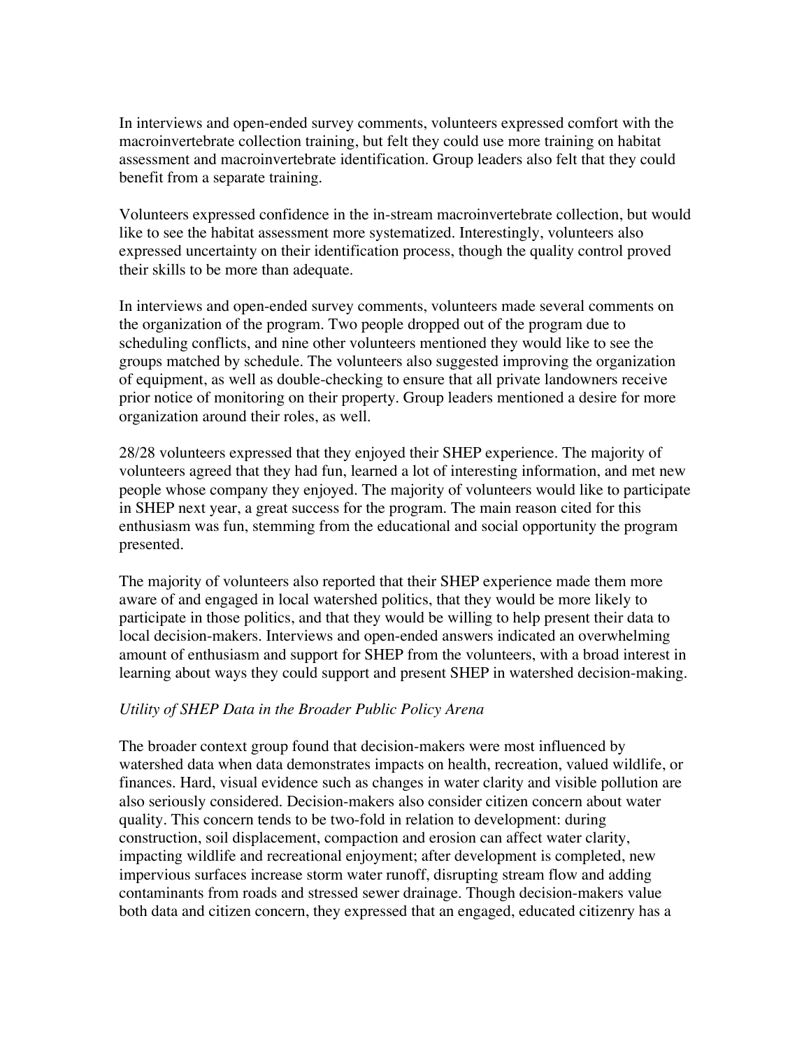In interviews and open-ended survey comments, volunteers expressed comfort with the macroinvertebrate collection training, but felt they could use more training on habitat assessment and macroinvertebrate identification. Group leaders also felt that they could benefit from a separate training.

Volunteers expressed confidence in the in-stream macroinvertebrate collection, but would like to see the habitat assessment more systematized. Interestingly, volunteers also expressed uncertainty on their identification process, though the quality control proved their skills to be more than adequate.

In interviews and open-ended survey comments, volunteers made several comments on the organization of the program. Two people dropped out of the program due to scheduling conflicts, and nine other volunteers mentioned they would like to see the groups matched by schedule. The volunteers also suggested improving the organization of equipment, as well as double-checking to ensure that all private landowners receive prior notice of monitoring on their property. Group leaders mentioned a desire for more organization around their roles, as well.

28/28 volunteers expressed that they enjoyed their SHEP experience. The majority of volunteers agreed that they had fun, learned a lot of interesting information, and met new people whose company they enjoyed. The majority of volunteers would like to participate in SHEP next year, a great success for the program. The main reason cited for this enthusiasm was fun, stemming from the educational and social opportunity the program presented.

The majority of volunteers also reported that their SHEP experience made them more aware of and engaged in local watershed politics, that they would be more likely to participate in those politics, and that they would be willing to help present their data to local decision-makers. Interviews and open-ended answers indicated an overwhelming amount of enthusiasm and support for SHEP from the volunteers, with a broad interest in learning about ways they could support and present SHEP in watershed decision-making.

*Utility of SHEP Data in the Broader Public Policy Arena*

The broader context group found that decision-makers were most influenced by watershed data when data demonstrates impacts on health, recreation, valued wildlife, or finances. Hard, visual evidence such as changes in water clarity and visible pollution are also seriously considered. Decision-makers also consider citizen concern about water quality. This concern tends to be two-fold in relation to development: during construction, soil displacement, compaction and erosion can affect water clarity, impacting wildlife and recreational enjoyment; after development is completed, new impervious surfaces increase storm water runoff, disrupting stream flow and adding contaminants from roads and stressed sewer drainage. Though decision-makers value both data and citizen concern, they expressed that an engaged, educated citizenry has a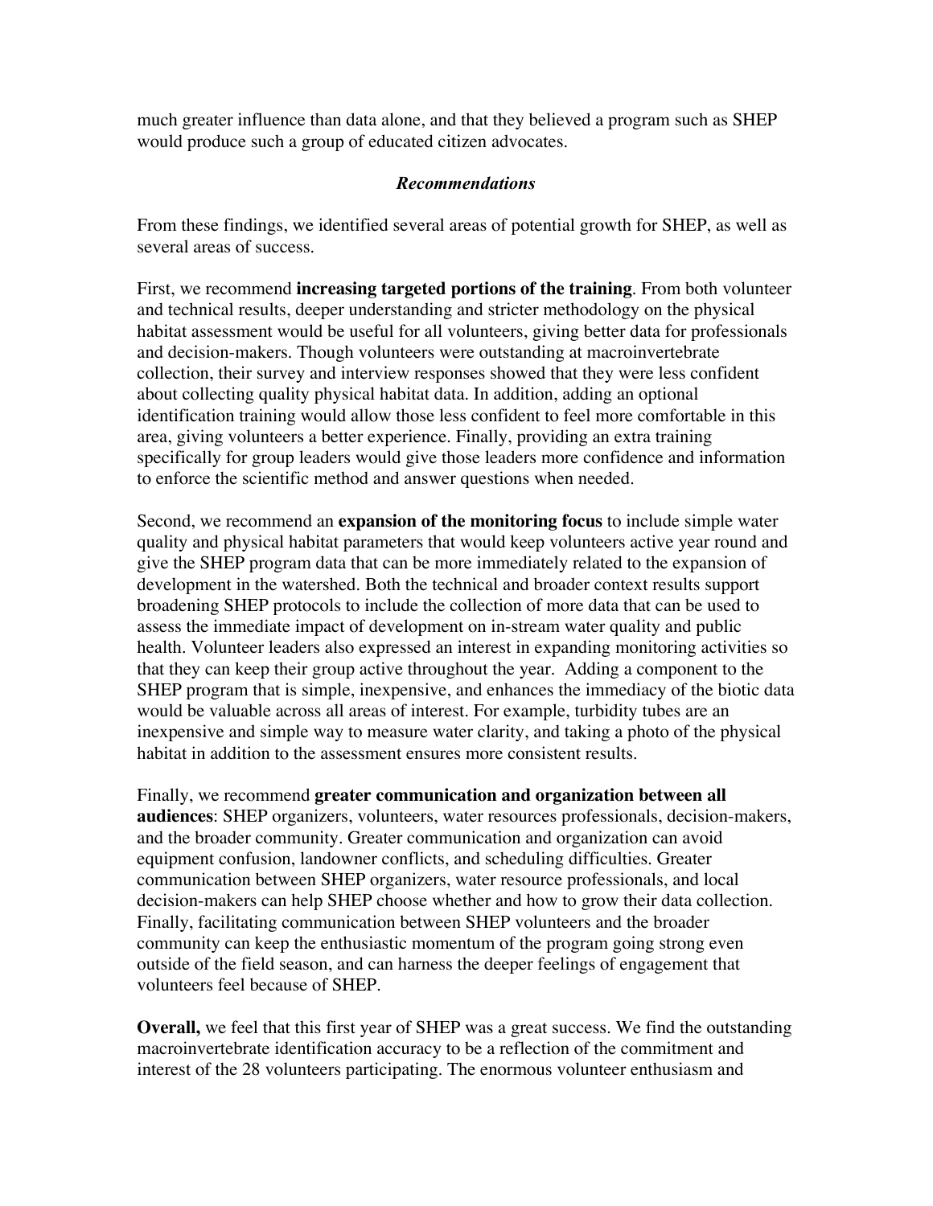much greater influence than data alone, and that they believed a program such as SHEP would produce such a group of educated citizen advocates.

### *Recommendations*

From these findings, we identified several areas of potential growth for SHEP, as well as several areas of success.

First, we recommend **increasing targeted portions of the training**. From both volunteer and technical results, deeper understanding and stricter methodology on the physical habitat assessment would be useful for all volunteers, giving better data for professionals and decision-makers. Though volunteers were outstanding at macroinvertebrate collection, their survey and interview responses showed that they were less confident about collecting quality physical habitat data. In addition, adding an optional identification training would allow those less confident to feel more comfortable in this area, giving volunteers a better experience. Finally, providing an extra training specifically for group leaders would give those leaders more confidence and information to enforce the scientific method and answer questions when needed.

Second, we recommend an **expansion of the monitoring focus** to include simple water quality and physical habitat parameters that would keep volunteers active year round and give the SHEP program data that can be more immediately related to the expansion of development in the watershed. Both the technical and broader context results support broadening SHEP protocols to include the collection of more data that can be used to assess the immediate impact of development on in-stream water quality and public health. Volunteer leaders also expressed an interest in expanding monitoring activities so that they can keep their group active throughout the year. Adding a component to the SHEP program that is simple, inexpensive, and enhances the immediacy of the biotic data would be valuable across all areas of interest. For example, turbidity tubes are an inexpensive and simple way to measure water clarity, and taking a photo of the physical habitat in addition to the assessment ensures more consistent results.

Finally, we recommend **greater communication and organization between all audiences**: SHEP organizers, volunteers, water resources professionals, decision-makers, and the broader community. Greater communication and organization can avoid equipment confusion, landowner conflicts, and scheduling difficulties. Greater communication between SHEP organizers, water resource professionals, and local decision-makers can help SHEP choose whether and how to grow their data collection. Finally, facilitating communication between SHEP volunteers and the broader community can keep the enthusiastic momentum of the program going strong even outside of the field season, and can harness the deeper feelings of engagement that volunteers feel because of SHEP.

**Overall,** we feel that this first year of SHEP was a great success. We find the outstanding macroinvertebrate identification accuracy to be a reflection of the commitment and interest of the 28 volunteers participating. The enormous volunteer enthusiasm and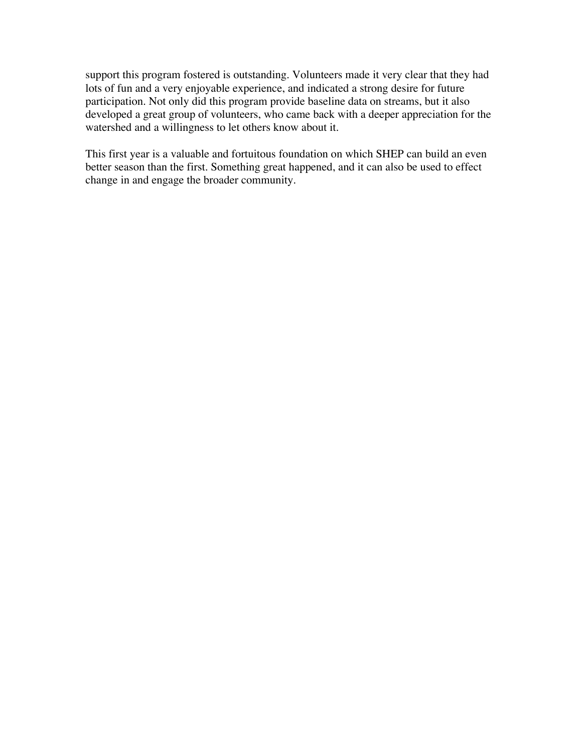support this program fostered is outstanding. Volunteers made it very clear that they had lots of fun and a very enjoyable experience, and indicated a strong desire for future participation. Not only did this program provide baseline data on streams, but it also developed a great group of volunteers, who came back with a deeper appreciation for the watershed and a willingness to let others know about it.

This first year is a valuable and fortuitous foundation on which SHEP can build an even better season than the first. Something great happened, and it can also be used to effect change in and engage the broader community.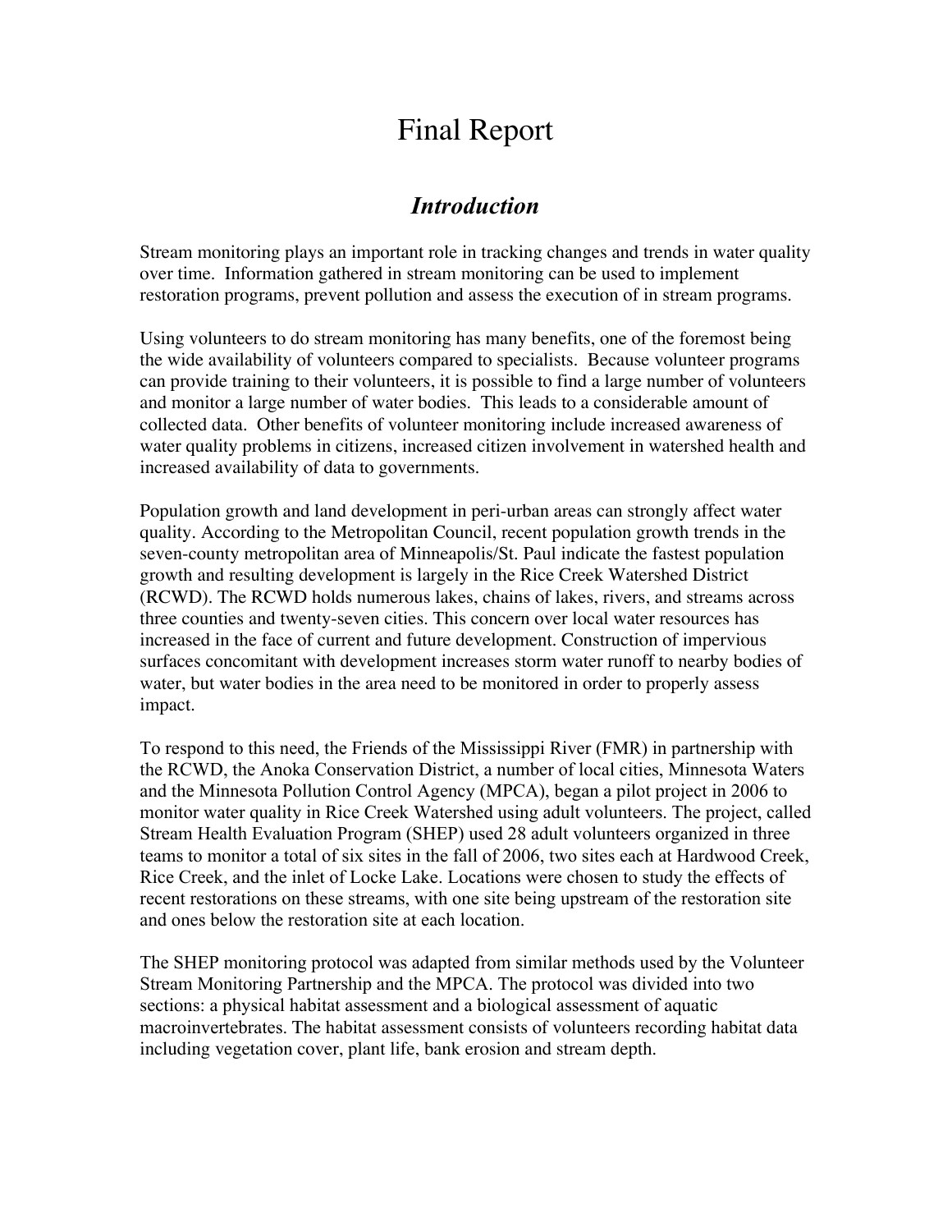# Final Report

## *Introduction*

Stream monitoring plays an important role in tracking changes and trends in water quality over time. Information gathered in stream monitoring can be used to implement restoration programs, prevent pollution and assess the execution of in stream programs.

Using volunteers to do stream monitoring has many benefits, one of the foremost being the wide availability of volunteers compared to specialists. Because volunteer programs can provide training to their volunteers, it is possible to find a large number of volunteers and monitor a large number of water bodies. This leads to a considerable amount of collected data. Other benefits of volunteer monitoring include increased awareness of water quality problems in citizens, increased citizen involvement in watershed health and increased availability of data to governments.

Population growth and land development in peri-urban areas can strongly affect water quality. According to the Metropolitan Council, recent population growth trends in the seven-county metropolitan area of Minneapolis/St. Paul indicate the fastest population growth and resulting development is largely in the Rice Creek Watershed District (RCWD). The RCWD holds numerous lakes, chains of lakes, rivers, and streams across three counties and twenty-seven cities. This concern over local water resources has increased in the face of current and future development. Construction of impervious surfaces concomitant with development increases storm water runoff to nearby bodies of water, but water bodies in the area need to be monitored in order to properly assess impact.

To respond to this need, the Friends of the Mississippi River (FMR) in partnership with the RCWD, the Anoka Conservation District, a number of local cities, Minnesota Waters and the Minnesota Pollution Control Agency (MPCA), began a pilot project in 2006 to monitor water quality in Rice Creek Watershed using adult volunteers. The project, called Stream Health Evaluation Program (SHEP) used 28 adult volunteers organized in three teams to monitor a total of six sites in the fall of 2006, two sites each at Hardwood Creek, Rice Creek, and the inlet of Locke Lake. Locations were chosen to study the effects of recent restorations on these streams, with one site being upstream of the restoration site and ones below the restoration site at each location.

The SHEP monitoring protocol was adapted from similar methods used by the Volunteer Stream Monitoring Partnership and the MPCA. The protocol was divided into two sections: a physical habitat assessment and a biological assessment of aquatic macroinvertebrates. The habitat assessment consists of volunteers recording habitat data including vegetation cover, plant life, bank erosion and stream depth.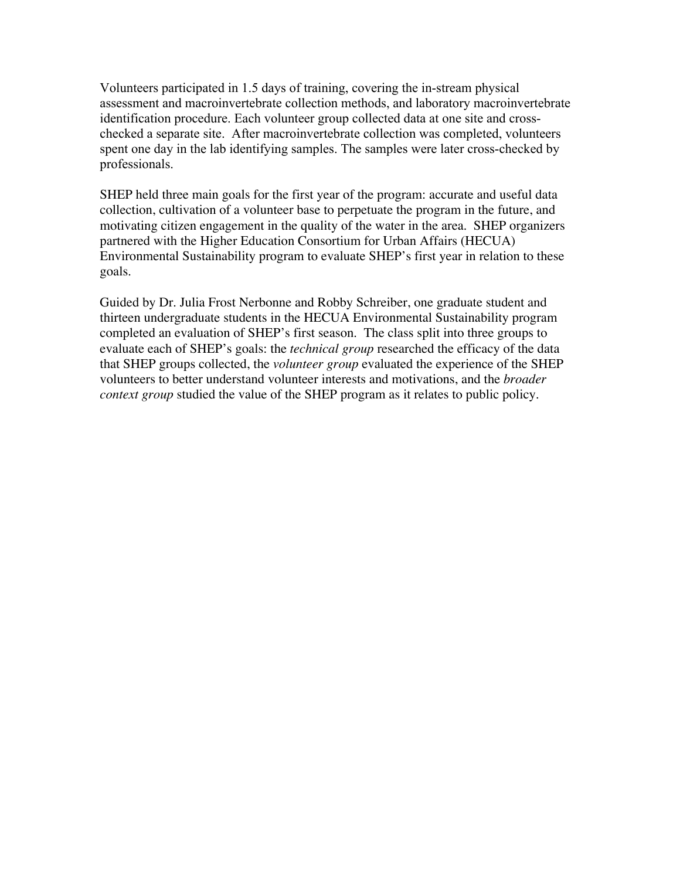Volunteers participated in 1.5 days of training, covering the in-stream physical assessment and macroinvertebrate collection methods, and laboratory macroinvertebrate identification procedure. Each volunteer group collected data at one site and cross-checked a separate site. After macroinvertebrate collection was completed, volunteers spent one day in the lab identifying samples. The samples were later cross-checked by professionals.

SHEP held three main goals for the first year of the program: accurate and useful data collection, cultivation of a volunteer base to perpetuate the program in the future, and motivating citizen engagement in the quality of the water in the area. SHEP organizers partnered with the Higher Education Consortium for Urban Affairs (HECUA) Environmental Sustainability program to evaluate SHEP's first year in relation to these goals.

Guided by Dr. Julia Frost Nerbonne and Robby Schreiber, one graduate student and thirteen undergraduate students in the HECUA Environmental Sustainability program completed an evaluation of SHEP's first season. The class split into three groups to evaluate each of SHEP's goals: the *technical group* researched the efficacy of the data that SHEP groups collected, the *volunteer group* evaluated the experience of the SHEP volunteers to better understand volunteer interests and motivations, and the *broader context group* studied the value of the SHEP program as it relates to public policy.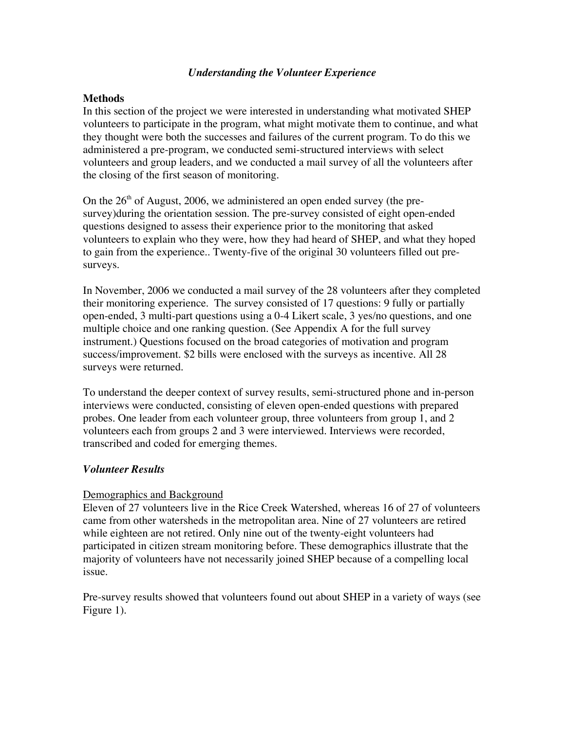### *Understanding the Volunteer Experience*

**Methods**

In this section of the project we were interested in understanding what motivated SHEP volunteers to participate in the program, what might motivate them to continue, and what they thought were both the successes and failures of the current program. To do this we administered a pre-program, we conducted semi-structured interviews with select volunteers and group leaders, and we conducted a mail survey of all the volunteers after the closing of the first season of monitoring.

On the 26th of August, 2006, we administered an open ended survey (the pre-survey)during the orientation session. The pre-survey consisted of eight open-ended questions designed to assess their experience prior to the monitoring that asked volunteers to explain who they were, how they had heard of SHEP, and what they hoped to gain from the experience.. Twenty-five of the original 30 volunteers filled out pre-surveys.

In November, 2006 we conducted a mail survey of the 28 volunteers after they completed their monitoring experience. The survey consisted of 17 questions: 9 fully or partially open-ended, 3 multi-part questions using a 0-4 Likert scale, 3 yes/no questions, and one multiple choice and one ranking question. (See Appendix A for the full survey instrument.) Questions focused on the broad categories of motivation and program success/improvement. $2 bills were enclosed with the surveys as incentive. All 28 surveys were returned.

To understand the deeper context of survey results, semi-structured phone and in-person interviews were conducted, consisting of eleven open-ended questions with prepared probes. One leader from each volunteer group, three volunteers from group 1, and 2 volunteers each from groups 2 and 3 were interviewed. Interviews were recorded, transcribed and coded for emerging themes.

### *Volunteer Results*

Demographics and Background

Eleven of 27 volunteers live in the Rice Creek Watershed, whereas 16 of 27 of volunteers came from other watersheds in the metropolitan area. Nine of 27 volunteers are retired while eighteen are not retired. Only nine out of the twenty-eight volunteers had participated in citizen stream monitoring before. These demographics illustrate that the majority of volunteers have not necessarily joined SHEP because of a compelling local issue.

Pre-survey results showed that volunteers found out about SHEP in a variety of ways (see Figure 1).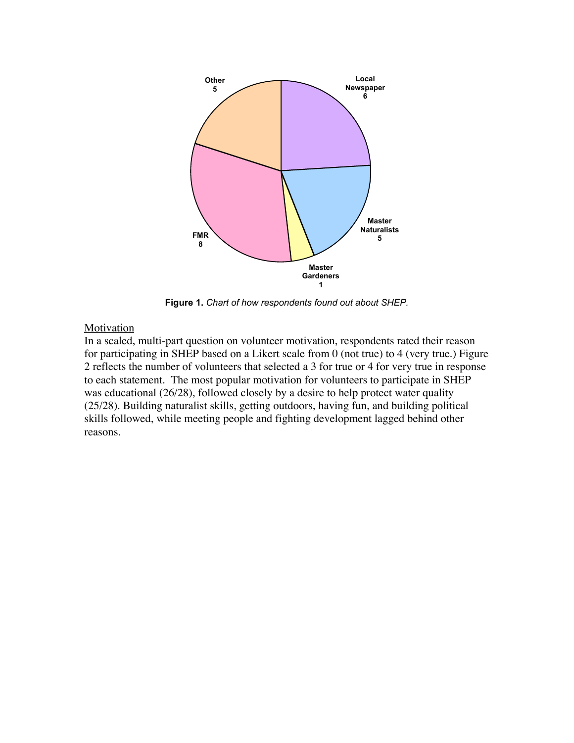Other
5

Local
Newspaper
6

Master
Naturalists
5

Master
Gardeners
1

FMR
8

**Figure 1.** *Chart of how respondents found out about SHEP.*

<u>Motivation</u>

In a scaled, multi-part question on volunteer motivation, respondents rated their reason for participating in SHEP based on a Likert scale from 0 (not true) to 4 (very true.) Figure 2 reflects the number of volunteers that selected a 3 for true or 4 for very true in response to each statement. The most popular motivation for volunteers to participate in SHEP was educational (26/28), followed closely by a desire to help protect water quality (25/28). Building naturalist skills, getting outdoors, having fun, and building political skills followed, while meeting people and fighting development lagged behind other reasons.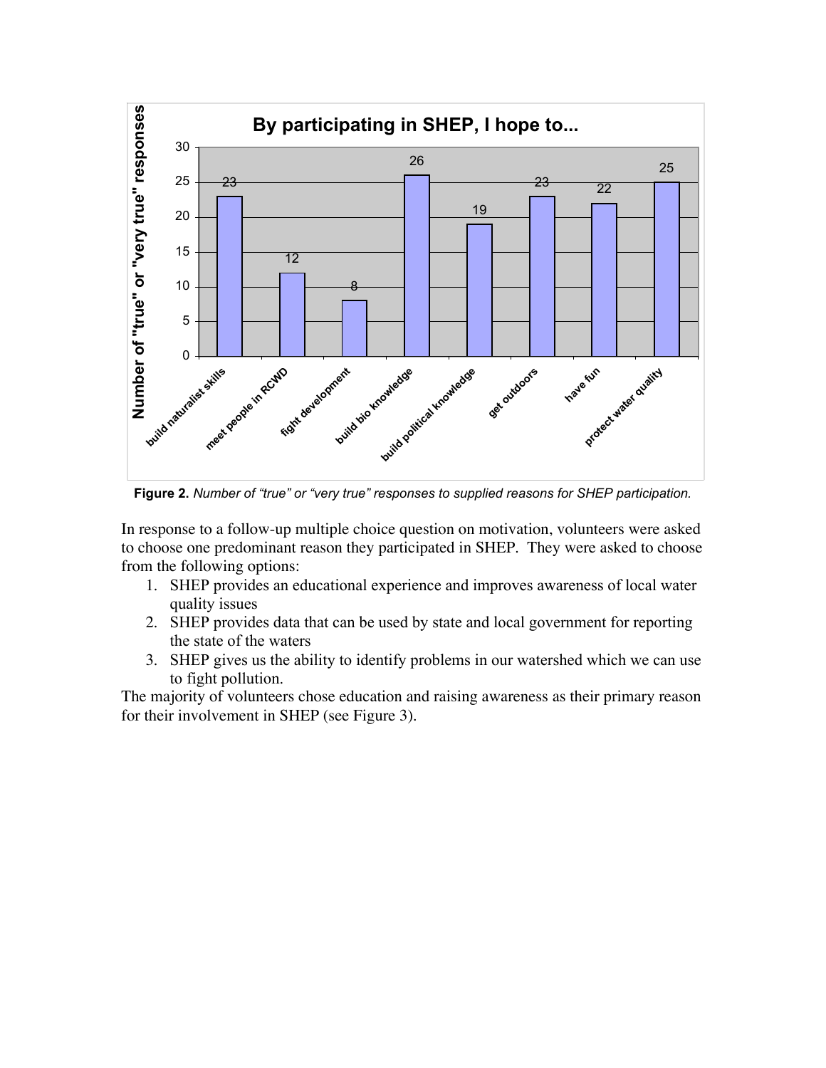**Figure 2.** *Number of "true" or "very true" responses to supplied reasons for SHEP participation.*

In response to a follow-up multiple choice question on motivation, volunteers were asked to choose one predominant reason they participated in SHEP. They were asked to choose from the following options:

1. SHEP provides an educational experience and improves awareness of local water quality issues
2. SHEP provides data that can be used by state and local government for reporting the state of the waters
3. SHEP gives us the ability to identify problems in our watershed which we can use to fight pollution.

The majority of volunteers chose education and raising awareness as their primary reason for their involvement in SHEP (see Figure 3).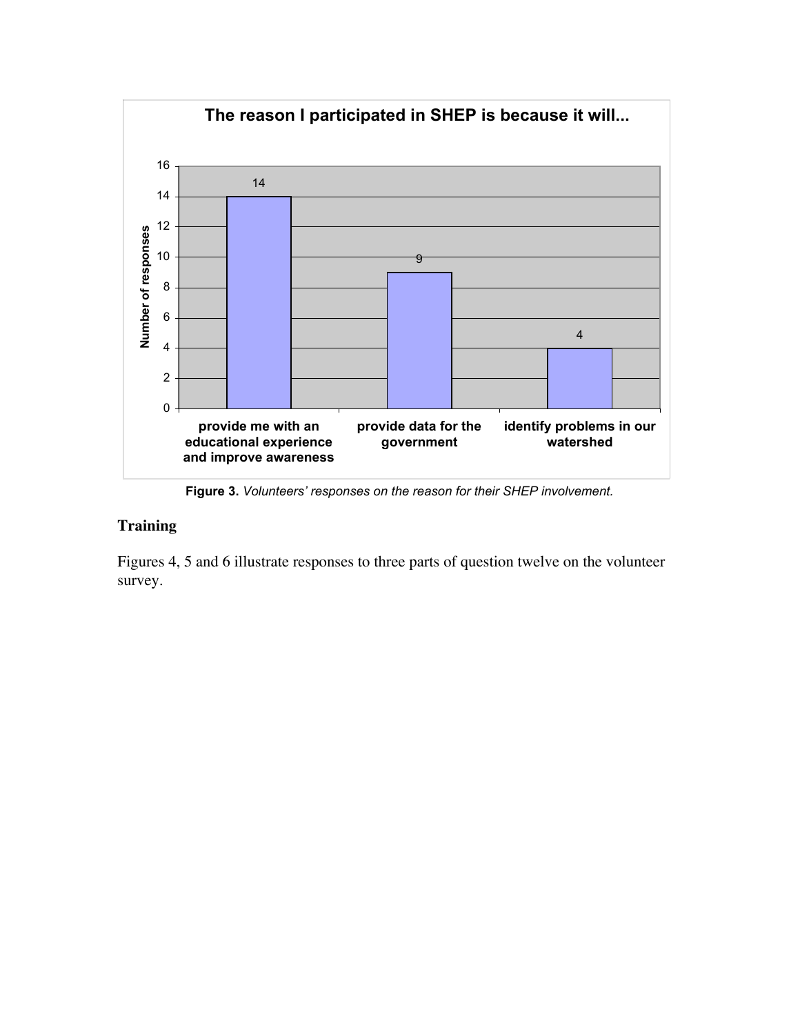**The reason I participated in SHEP is because it will...**

| Reason | Number of responses |
|---|---|
| provide me with an educational experience and improve awareness | 14 |
| provide data for the government | 9 |
| identify problems in our watershed | 4 |

**Figure 3.** *Volunteers' responses on the reason for their SHEP involvement.*

## Training

Figures 4, 5 and 6 illustrate responses to three parts of question twelve on the volunteer survey.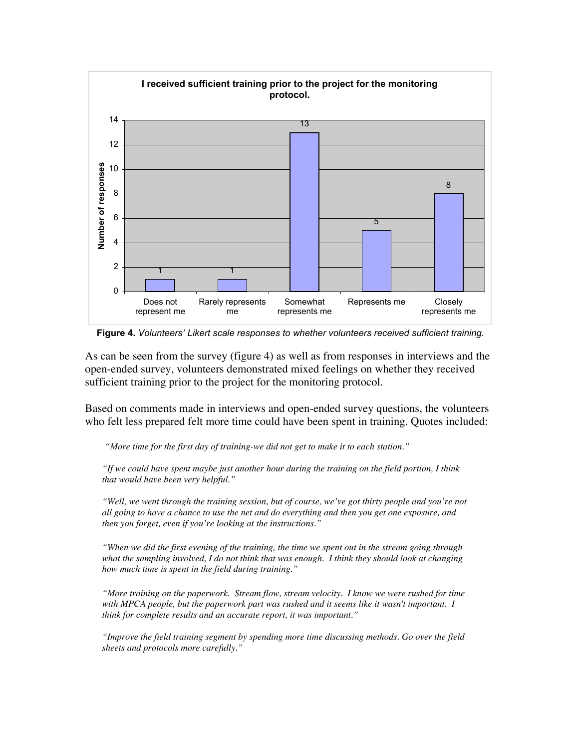**I received sufficient training prior to the project for the monitoring protocol.**

| Response | Number of responses |
| --- | --- |
| Does not represent me | 1 |
| Rarely represents me | 1 |
| Somewhat represents me | 13 |
| Represents me | 5 |
| Closely represents me | 8 |

**Figure 4.** *Volunteers' Likert scale responses to whether volunteers received sufficient training.*

As can be seen from the survey (figure 4) as well as from responses in interviews and the open-ended survey, volunteers demonstrated mixed feelings on whether they received sufficient training prior to the project for the monitoring protocol.

Based on comments made in interviews and open-ended survey questions, the volunteers who felt less prepared felt more time could have been spent in training. Quotes included:

> *"More time for the first day of training-we did not get to make it to each station."*

> *"If we could have spent maybe just another hour during the training on the field portion, I think that would have been very helpful."*

> *"Well, we went through the training session, but of course, we've got thirty people and you're not all going to have a chance to use the net and do everything and then you get one exposure, and then you forget, even if you're looking at the instructions."*

> *"When we did the first evening of the training, the time we spent out in the stream going through what the sampling involved, I do not think that was enough. I think they should look at changing how much time is spent in the field during training."*

> *"More training on the paperwork. Stream flow, stream velocity. I know we were rushed for time with MPCA people, but the paperwork part was rushed and it seems like it wasn't important. I think for complete results and an accurate report, it was important."*

> *"Improve the field training segment by spending more time discussing methods. Go over the field sheets and protocols more carefully."*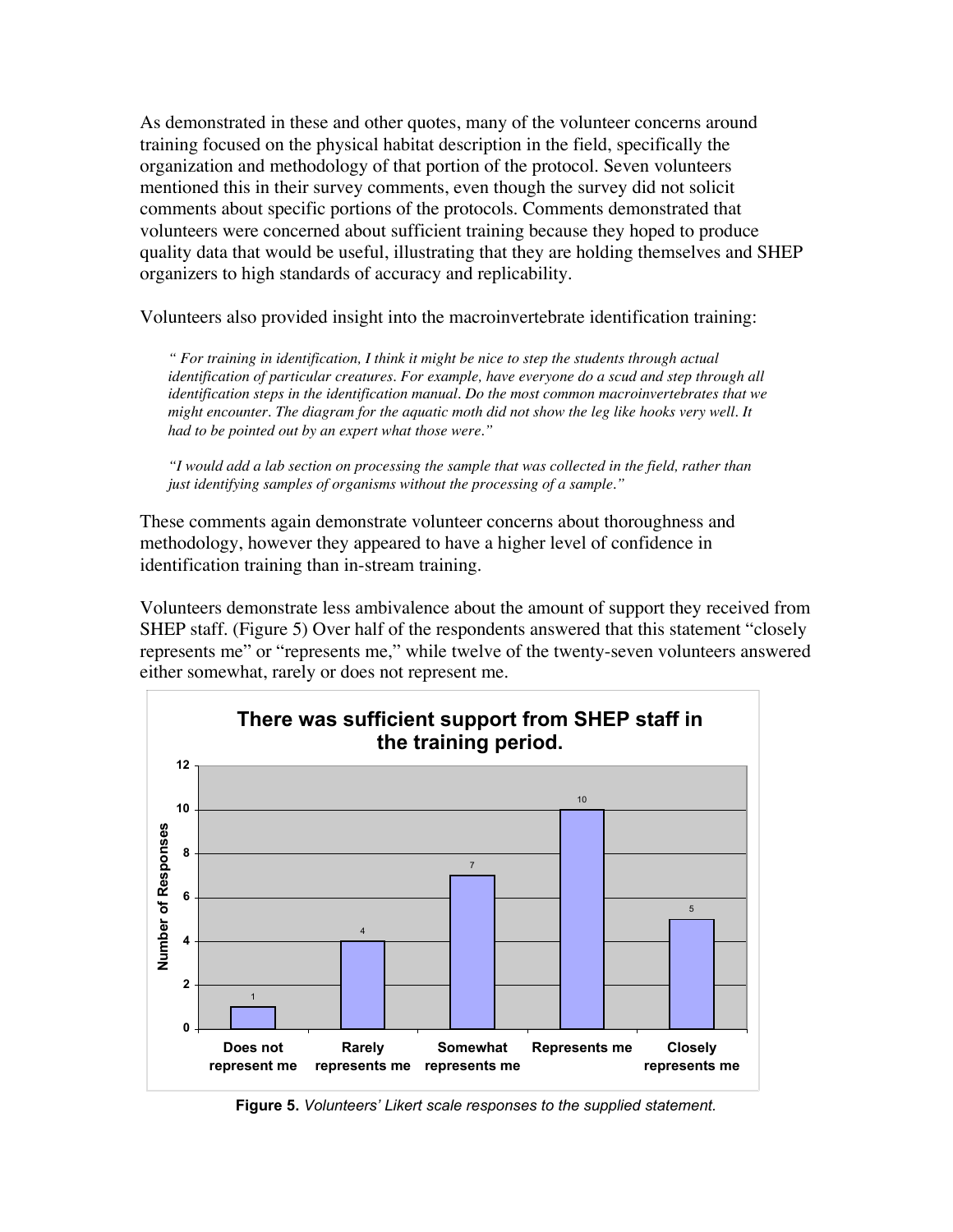As demonstrated in these and other quotes, many of the volunteer concerns around training focused on the physical habitat description in the field, specifically the organization and methodology of that portion of the protocol. Seven volunteers mentioned this in their survey comments, even though the survey did not solicit comments about specific portions of the protocols. Comments demonstrated that volunteers were concerned about sufficient training because they hoped to produce quality data that would be useful, illustrating that they are holding themselves and SHEP organizers to high standards of accuracy and replicability.

Volunteers also provided insight into the macroinvertebrate identification training:

> *" For training in identification, I think it might be nice to step the students through actual identification of particular creatures. For example, have everyone do a scud and step through all identification steps in the identification manual. Do the most common macroinvertebrates that we might encounter. The diagram for the aquatic moth did not show the leg like hooks very well. It had to be pointed out by an expert what those were."*
>
> *"I would add a lab section on processing the sample that was collected in the field, rather than just identifying samples of organisms without the processing of a sample."*

These comments again demonstrate volunteer concerns about thoroughness and methodology, however they appeared to have a higher level of confidence in identification training than in-stream training.

Volunteers demonstrate less ambivalence about the amount of support they received from SHEP staff. (Figure 5) Over half of the respondents answered that this statement "closely represents me" or "represents me," while twelve of the twenty-seven volunteers answered either somewhat, rarely or does not represent me.

**There was sufficient support from SHEP staff in the training period.**

| Response | Number of Responses |
|---|---|
| Does not represent me | 1 |
| Rarely represents me | 4 |
| Somewhat represents me | 7 |
| Represents me | 10 |
| Closely represents me | 5 |

**Figure 5.** *Volunteers' Likert scale responses to the supplied statement.*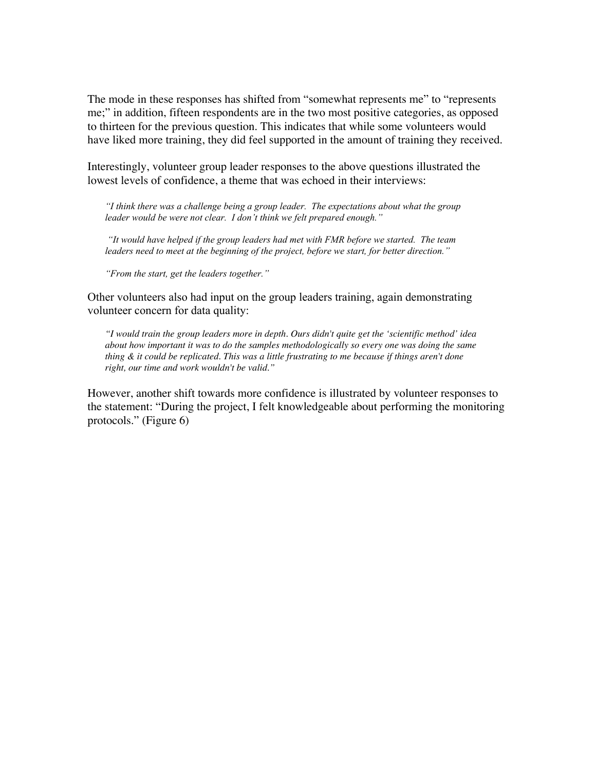The mode in these responses has shifted from "somewhat represents me" to "represents me;" in addition, fifteen respondents are in the two most positive categories, as opposed to thirteen for the previous question. This indicates that while some volunteers would have liked more training, they did feel supported in the amount of training they received.

Interestingly, volunteer group leader responses to the above questions illustrated the lowest levels of confidence, a theme that was echoed in their interviews:

> *"I think there was a challenge being a group leader. The expectations about what the group leader would be were not clear. I don't think we felt prepared enough."*
>
> *"It would have helped if the group leaders had met with FMR before we started. The team leaders need to meet at the beginning of the project, before we start, for better direction."*
>
> *"From the start, get the leaders together."*

Other volunteers also had input on the group leaders training, again demonstrating volunteer concern for data quality:

> *"I would train the group leaders more in depth. Ours didn't quite get the 'scientific method' idea about how important it was to do the samples methodologically so every one was doing the same thing & it could be replicated. This was a little frustrating to me because if things aren't done right, our time and work wouldn't be valid."*

However, another shift towards more confidence is illustrated by volunteer responses to the statement: "During the project, I felt knowledgeable about performing the monitoring protocols." (Figure 6)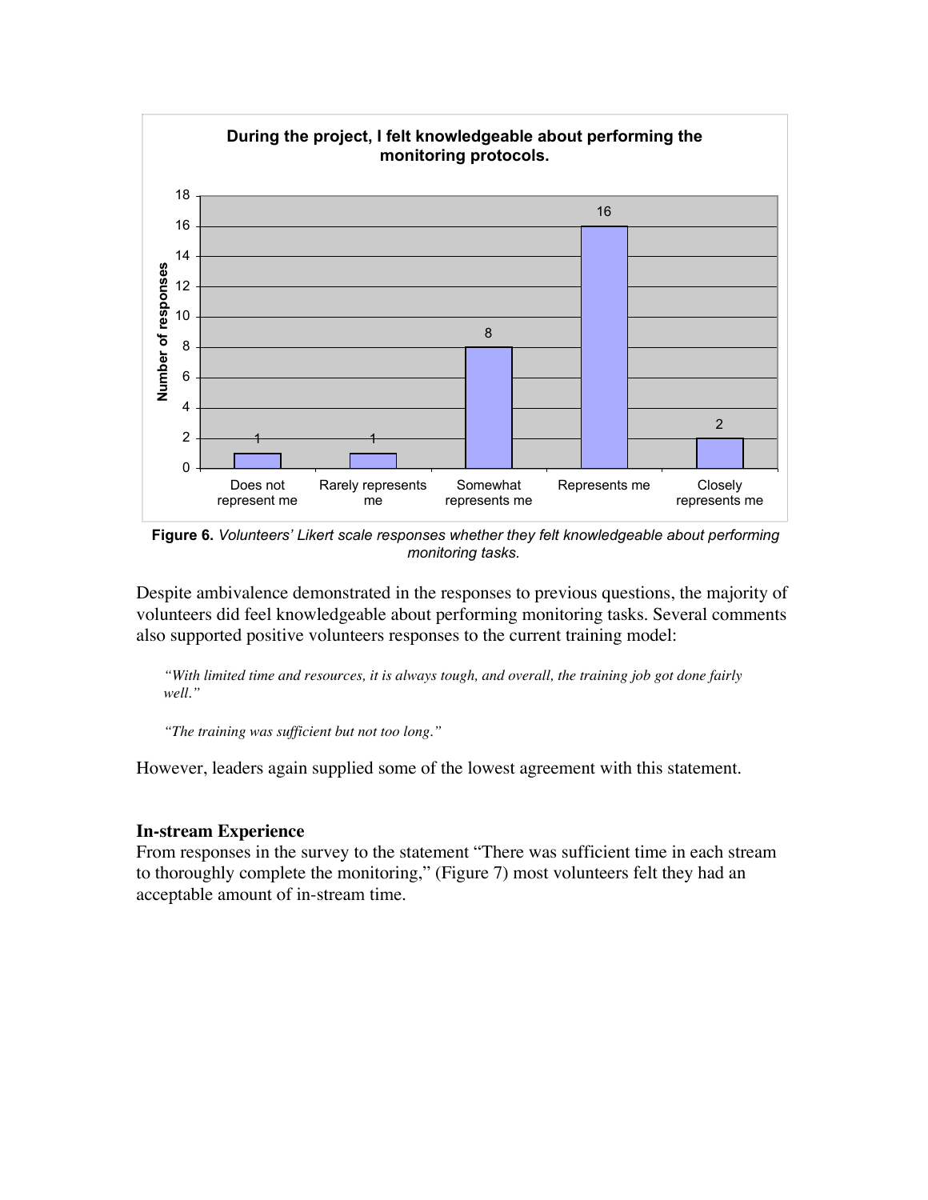**During the project, I felt knowledgeable about performing the monitoring protocols.**

| Response | Number of responses |
|---|---|
| Does not represent me | 1 |
| Rarely represents me | 1 |
| Somewhat represents me | 8 |
| Represents me | 16 |
| Closely represents me | 2 |

**Figure 6.** *Volunteers' Likert scale responses whether they felt knowledgeable about performing monitoring tasks.*

Despite ambivalence demonstrated in the responses to previous questions, the majority of volunteers did feel knowledgeable about performing monitoring tasks. Several comments also supported positive volunteers responses to the current training model:

> *"With limited time and resources, it is always tough, and overall, the training job got done fairly well."*

> *"The training was sufficient but not too long."*

However, leaders again supplied some of the lowest agreement with this statement.

### In-stream Experience

From responses in the survey to the statement "There was sufficient time in each stream to thoroughly complete the monitoring," (Figure 7) most volunteers felt they had an acceptable amount of in-stream time.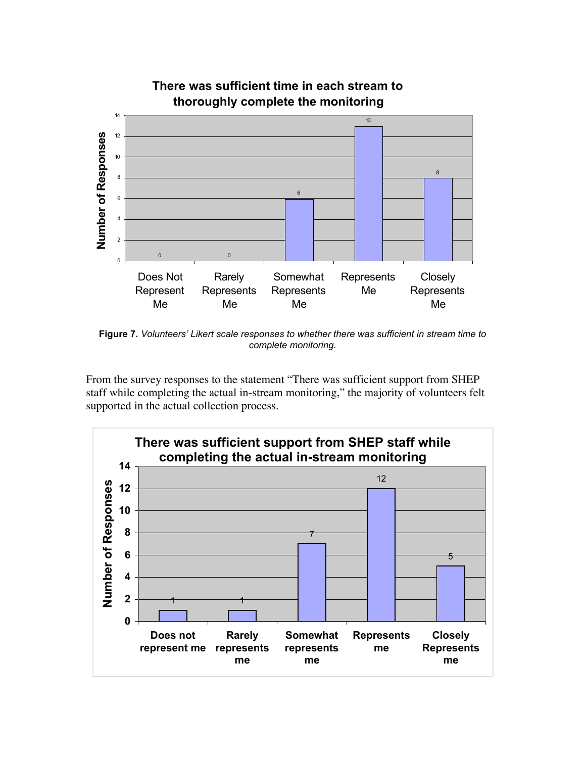**There was sufficient time in each stream to thoroughly complete the monitoring**

| Response | Number of Responses |
|---|---|
| Does Not Represent Me | 0 |
| Rarely Represents Me | 0 |
| Somewhat Represents Me | 6 |
| Represents Me | 13 |
| Closely Represents Me | 8 |

**Figure 7.** *Volunteers' Likert scale responses to whether there was sufficient in stream time to complete monitoring.*

From the survey responses to the statement "There was sufficient support from SHEP staff while completing the actual in-stream monitoring," the majority of volunteers felt supported in the actual collection process.

**There was sufficient support from SHEP staff while completing the actual in-stream monitoring**

| Response | Number of Responses |
|---|---|
| Does not represent me | 1 |
| Rarely represents me | 1 |
| Somewhat represents me | 7 |
| Represents me | 12 |
| Closely Represents me | 5 |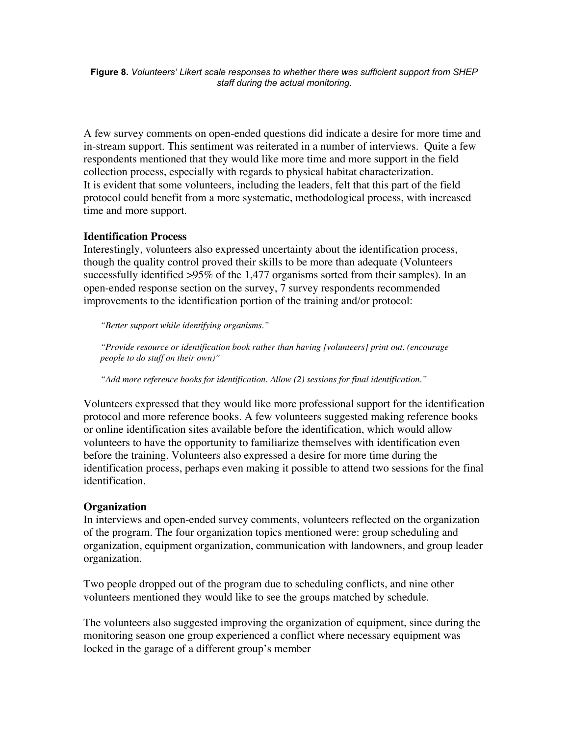**Figure 8.** *Volunteers' Likert scale responses to whether there was sufficient support from SHEP staff during the actual monitoring.*

A few survey comments on open-ended questions did indicate a desire for more time and in-stream support. This sentiment was reiterated in a number of interviews. Quite a few respondents mentioned that they would like more time and more support in the field collection process, especially with regards to physical habitat characterization. It is evident that some volunteers, including the leaders, felt that this part of the field protocol could benefit from a more systematic, methodological process, with increased time and more support.

### Identification Process

Interestingly, volunteers also expressed uncertainty about the identification process, though the quality control proved their skills to be more than adequate (Volunteers successfully identified >95% of the 1,477 organisms sorted from their samples). In an open-ended response section on the survey, 7 survey respondents recommended improvements to the identification portion of the training and/or protocol:

> *"Better support while identifying organisms."*
>
> *"Provide resource or identification book rather than having [volunteers] print out. (encourage people to do stuff on their own)"*
>
> *"Add more reference books for identification. Allow (2) sessions for final identification."*

Volunteers expressed that they would like more professional support for the identification protocol and more reference books. A few volunteers suggested making reference books or online identification sites available before the identification, which would allow volunteers to have the opportunity to familiarize themselves with identification even before the training. Volunteers also expressed a desire for more time during the identification process, perhaps even making it possible to attend two sessions for the final identification.

### Organization

In interviews and open-ended survey comments, volunteers reflected on the organization of the program. The four organization topics mentioned were: group scheduling and organization, equipment organization, communication with landowners, and group leader organization.

Two people dropped out of the program due to scheduling conflicts, and nine other volunteers mentioned they would like to see the groups matched by schedule.

The volunteers also suggested improving the organization of equipment, since during the monitoring season one group experienced a conflict where necessary equipment was locked in the garage of a different group's member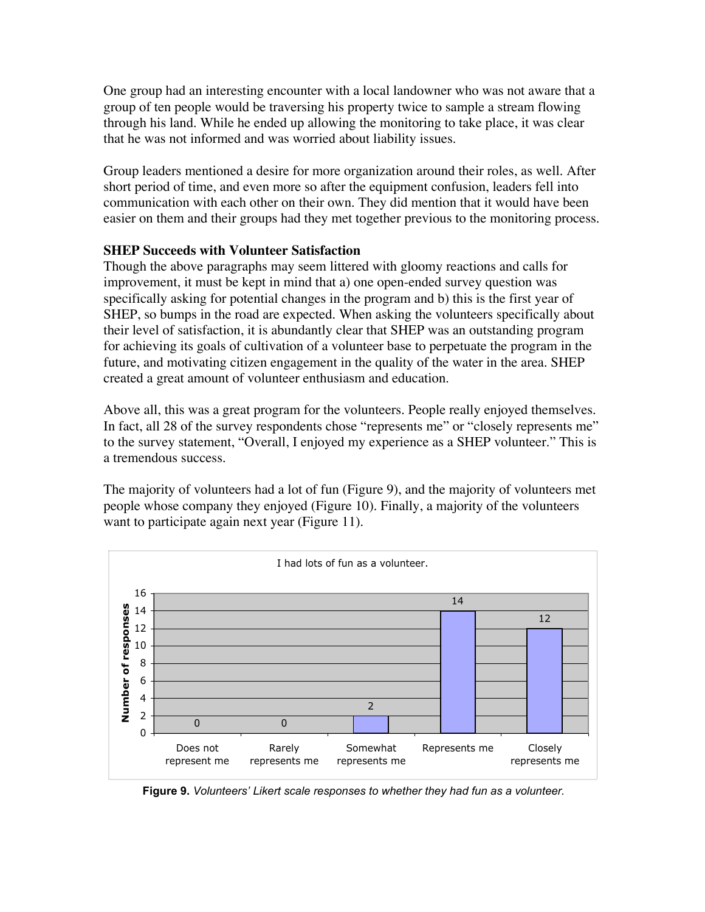One group had an interesting encounter with a local landowner who was not aware that a group of ten people would be traversing his property twice to sample a stream flowing through his land. While he ended up allowing the monitoring to take place, it was clear that he was not informed and was worried about liability issues.

Group leaders mentioned a desire for more organization around their roles, as well. After short period of time, and even more so after the equipment confusion, leaders fell into communication with each other on their own. They did mention that it would have been easier on them and their groups had they met together previous to the monitoring process.

**SHEP Succeeds with Volunteer Satisfaction**

Though the above paragraphs may seem littered with gloomy reactions and calls for improvement, it must be kept in mind that a) one open-ended survey question was specifically asking for potential changes in the program and b) this is the first year of SHEP, so bumps in the road are expected. When asking the volunteers specifically about their level of satisfaction, it is abundantly clear that SHEP was an outstanding program for achieving its goals of cultivation of a volunteer base to perpetuate the program in the future, and motivating citizen engagement in the quality of the water in the area. SHEP created a great amount of volunteer enthusiasm and education.

Above all, this was a great program for the volunteers. People really enjoyed themselves. In fact, all 28 of the survey respondents chose "represents me" or "closely represents me" to the survey statement, "Overall, I enjoyed my experience as a SHEP volunteer." This is a tremendous success.

The majority of volunteers had a lot of fun (Figure 9), and the majority of volunteers met people whose company they enjoyed (Figure 10). Finally, a majority of the volunteers want to participate again next year (Figure 11).

I had lots of fun as a volunteer.

| Response | Number of responses |
| --- | --- |
| Does not represent me | 0 |
| Rarely represents me | 0 |
| Somewhat represents me | 2 |
| Represents me | 14 |
| Closely represents me | 12 |

**Figure 9.** *Volunteers' Likert scale responses to whether they had fun as a volunteer.*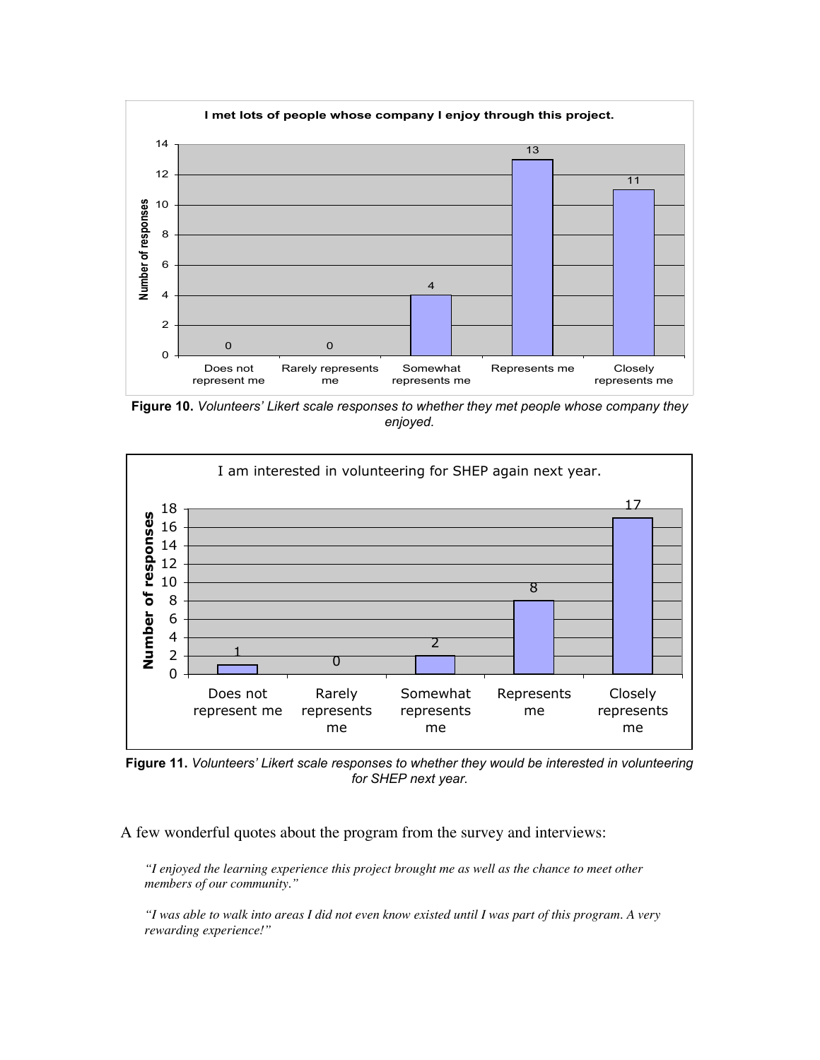**I met lots of people whose company I enjoy through this project.**

| Response | Number of responses |
| --- | --- |
| Does not represent me | 0 |
| Rarely represents me | 0 |
| Somewhat represents me | 4 |
| Represents me | 13 |
| Closely represents me | 11 |

**Figure 10.** *Volunteers' Likert scale responses to whether they met people whose company they enjoyed.*

I am interested in volunteering for SHEP again next year.

| Response | Number of responses |
| --- | --- |
| Does not represent me | 1 |
| Rarely represents me | 0 |
| Somewhat represents me | 2 |
| Represents me | 8 |
| Closely represents me | 17 |

**Figure 11.** *Volunteers' Likert scale responses to whether they would be interested in volunteering for SHEP next year.*

A few wonderful quotes about the program from the survey and interviews:

*"I enjoyed the learning experience this project brought me as well as the chance to meet other members of our community."*

*"I was able to walk into areas I did not even know existed until I was part of this program. A very rewarding experience!"*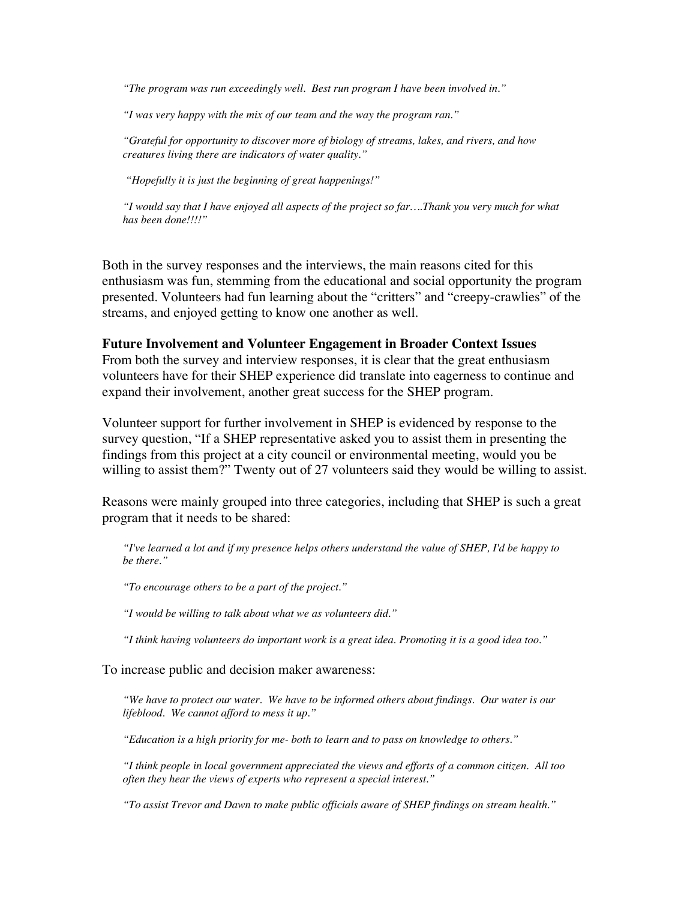*"The program was run exceedingly well. Best run program I have been involved in."*

*"I was very happy with the mix of our team and the way the program ran."*

*"Grateful for opportunity to discover more of biology of streams, lakes, and rivers, and how creatures living there are indicators of water quality."*

*"Hopefully it is just the beginning of great happenings!"*

*"I would say that I have enjoyed all aspects of the project so far….Thank you very much for what has been done!!!!"*

Both in the survey responses and the interviews, the main reasons cited for this enthusiasm was fun, stemming from the educational and social opportunity the program presented. Volunteers had fun learning about the "critters" and "creepy-crawlies" of the streams, and enjoyed getting to know one another as well.

**Future Involvement and Volunteer Engagement in Broader Context Issues**

From both the survey and interview responses, it is clear that the great enthusiasm volunteers have for their SHEP experience did translate into eagerness to continue and expand their involvement, another great success for the SHEP program.

Volunteer support for further involvement in SHEP is evidenced by response to the survey question, "If a SHEP representative asked you to assist them in presenting the findings from this project at a city council or environmental meeting, would you be willing to assist them?" Twenty out of 27 volunteers said they would be willing to assist.

Reasons were mainly grouped into three categories, including that SHEP is such a great program that it needs to be shared:

*"I've learned a lot and if my presence helps others understand the value of SHEP, I'd be happy to be there."*

*"To encourage others to be a part of the project."*

*"I would be willing to talk about what we as volunteers did."*

*"I think having volunteers do important work is a great idea. Promoting it is a good idea too."*

To increase public and decision maker awareness:

*"We have to protect our water. We have to be informed others about findings. Our water is our lifeblood. We cannot afford to mess it up."*

*"Education is a high priority for me- both to learn and to pass on knowledge to others."*

*"I think people in local government appreciated the views and efforts of a common citizen. All too often they hear the views of experts who represent a special interest."*

*"To assist Trevor and Dawn to make public officials aware of SHEP findings on stream health."*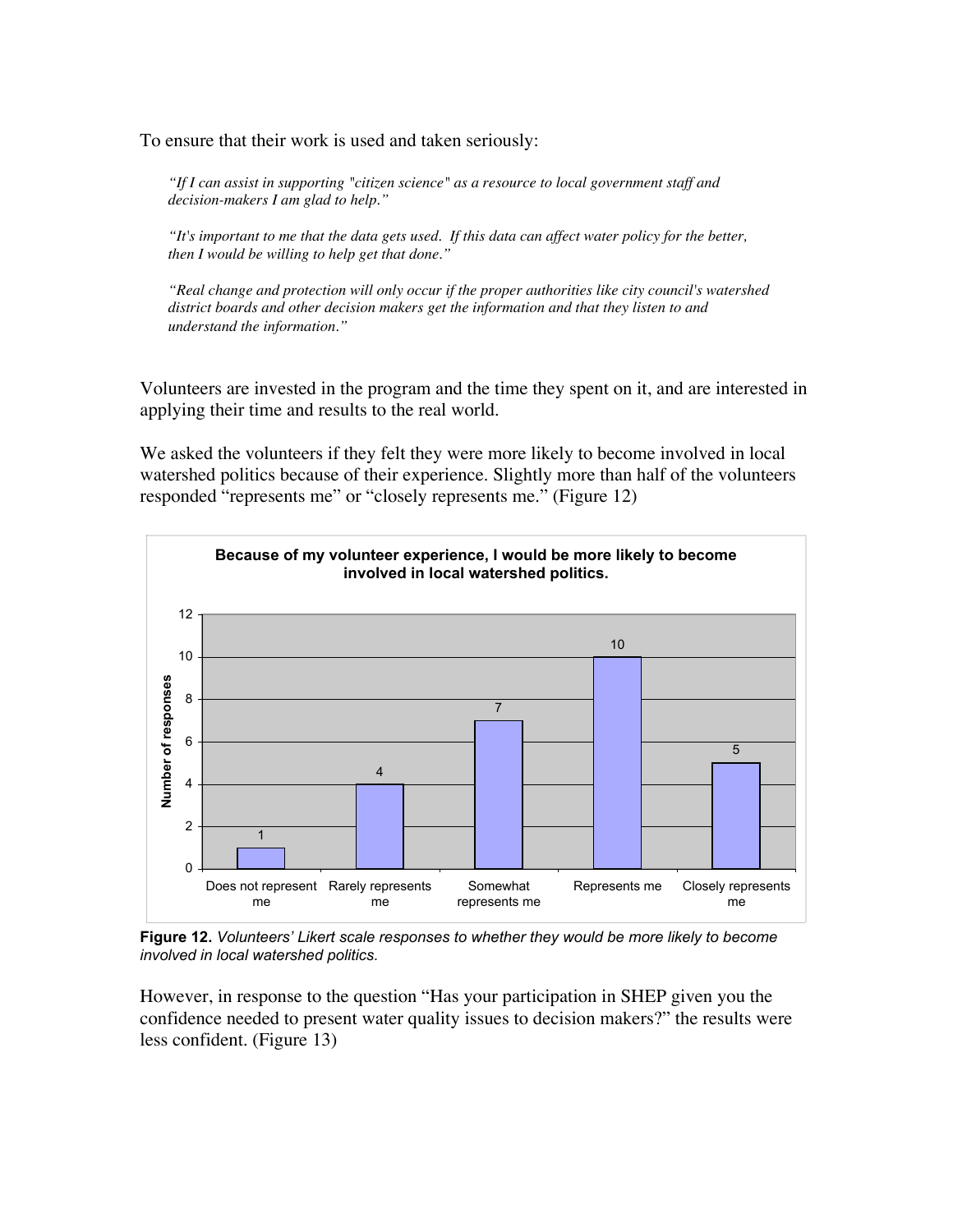To ensure that their work is used and taken seriously:

> *"If I can assist in supporting "citizen science" as a resource to local government staff and decision-makers I am glad to help."*
>
> *"It's important to me that the data gets used. If this data can affect water policy for the better, then I would be willing to help get that done."*
>
> *"Real change and protection will only occur if the proper authorities like city council's watershed district boards and other decision makers get the information and that they listen to and understand the information."*

Volunteers are invested in the program and the time they spent on it, and are interested in applying their time and results to the real world.

We asked the volunteers if they felt they were more likely to become involved in local watershed politics because of their experience. Slightly more than half of the volunteers responded "represents me" or "closely represents me." (Figure 12)

**Because of my volunteer experience, I would be more likely to become involved in local watershed politics.**

| Response | Number of responses |
|---|---|
| Does not represent me | 1 |
| Rarely represents me | 4 |
| Somewhat represents me | 7 |
| Represents me | 10 |
| Closely represents me | 5 |

**Figure 12.** *Volunteers' Likert scale responses to whether they would be more likely to become involved in local watershed politics.*

However, in response to the question "Has your participation in SHEP given you the confidence needed to present water quality issues to decision makers?" the results were less confident. (Figure 13)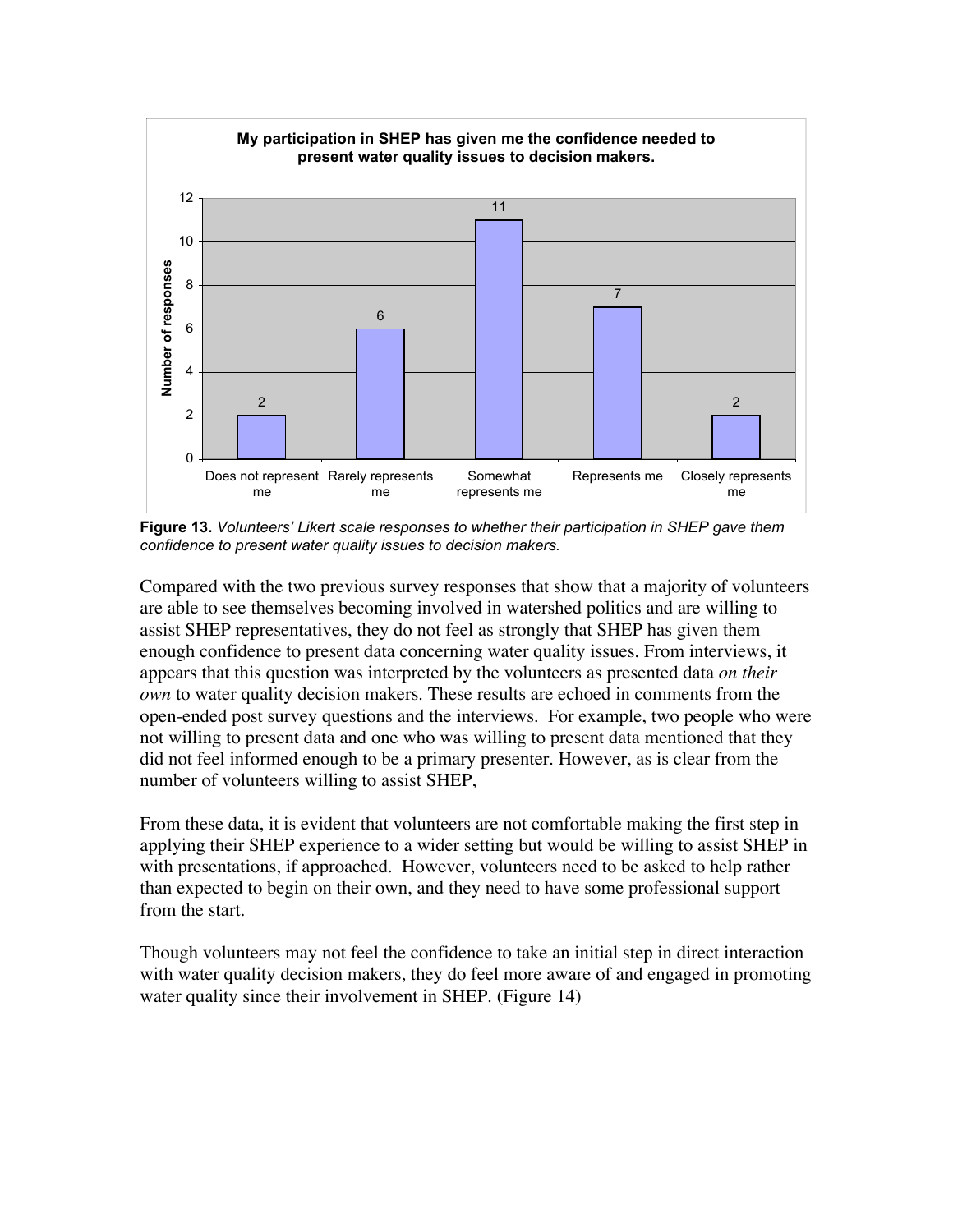**My participation in SHEP has given me the confidence needed to present water quality issues to decision makers.**

| Response | Number of responses |
|---|---|
| Does not represent me | 2 |
| Rarely represents me | 6 |
| Somewhat represents me | 11 |
| Represents me | 7 |
| Closely represents me | 2 |

**Figure 13.** *Volunteers' Likert scale responses to whether their participation in SHEP gave them confidence to present water quality issues to decision makers.*

Compared with the two previous survey responses that show that a majority of volunteers are able to see themselves becoming involved in watershed politics and are willing to assist SHEP representatives, they do not feel as strongly that SHEP has given them enough confidence to present data concerning water quality issues. From interviews, it appears that this question was interpreted by the volunteers as presented data *on their own* to water quality decision makers. These results are echoed in comments from the open-ended post survey questions and the interviews. For example, two people who were not willing to present data and one who was willing to present data mentioned that they did not feel informed enough to be a primary presenter. However, as is clear from the number of volunteers willing to assist SHEP,

From these data, it is evident that volunteers are not comfortable making the first step in applying their SHEP experience to a wider setting but would be willing to assist SHEP in with presentations, if approached. However, volunteers need to be asked to help rather than expected to begin on their own, and they need to have some professional support from the start.

Though volunteers may not feel the confidence to take an initial step in direct interaction with water quality decision makers, they do feel more aware of and engaged in promoting water quality since their involvement in SHEP. (Figure 14)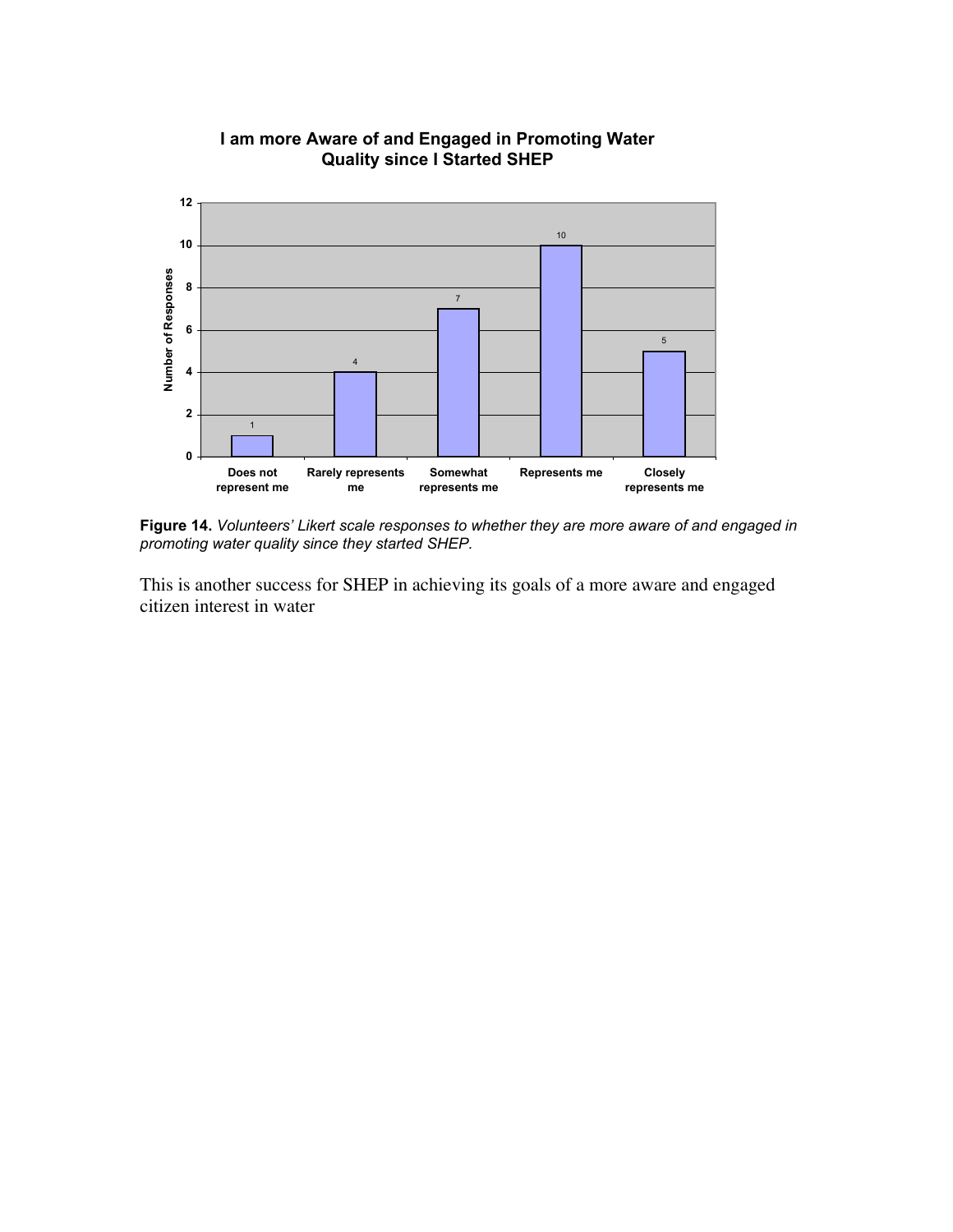**I am more Aware of and Engaged in Promoting Water Quality since I Started SHEP**

| Response | Number of Responses |
|---|---|
| Does not represent me | 1 |
| Rarely represents me | 4 |
| Somewhat represents me | 7 |
| Represents me | 10 |
| Closely represents me | 5 |

**Figure 14.** *Volunteers' Likert scale responses to whether they are more aware of and engaged in promoting water quality since they started SHEP.*

This is another success for SHEP in achieving its goals of a more aware and engaged citizen interest in water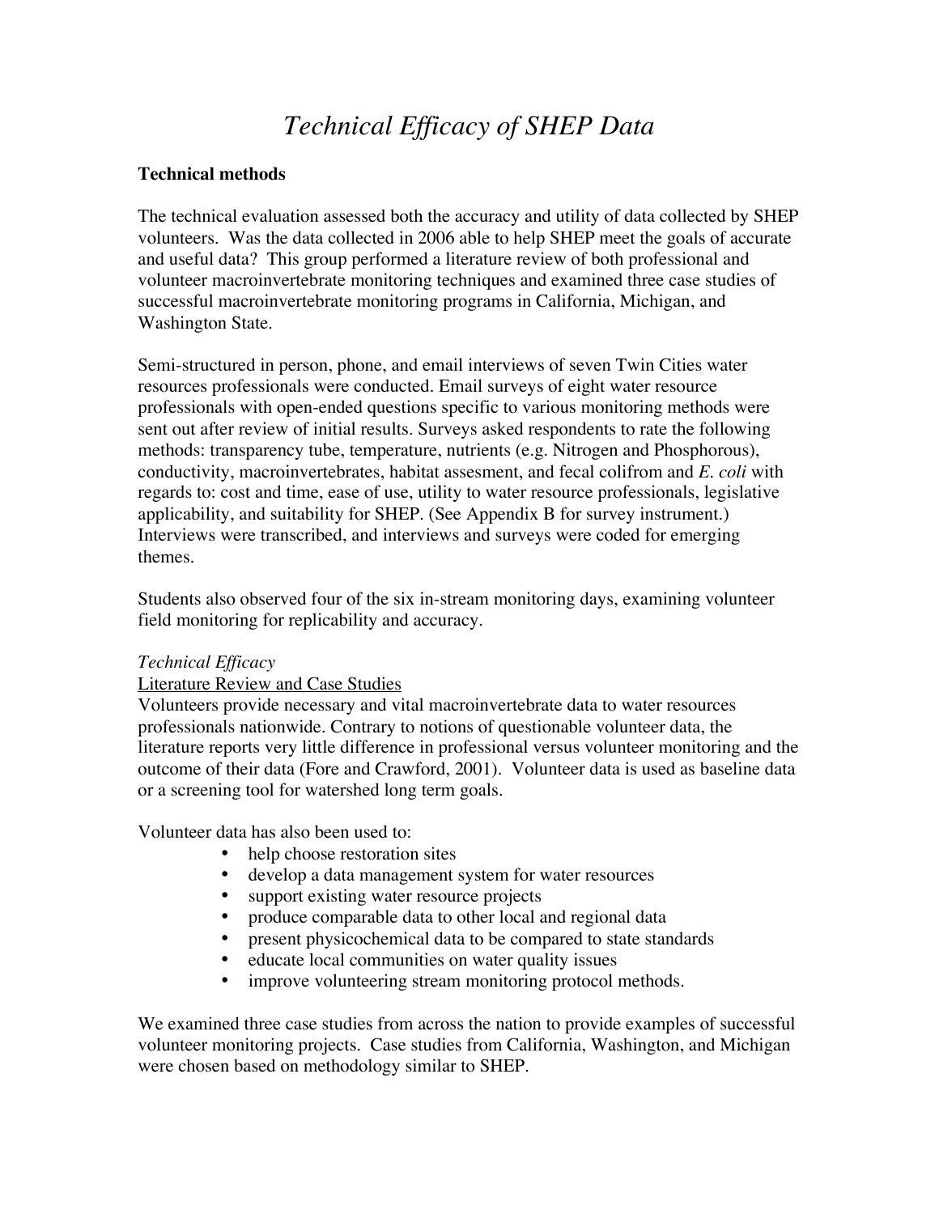# *Technical Efficacy of SHEP Data*

**Technical methods**

The technical evaluation assessed both the accuracy and utility of data collected by SHEP volunteers. Was the data collected in 2006 able to help SHEP meet the goals of accurate and useful data? This group performed a literature review of both professional and volunteer macroinvertebrate monitoring techniques and examined three case studies of successful macroinvertebrate monitoring programs in California, Michigan, and Washington State.

Semi-structured in person, phone, and email interviews of seven Twin Cities water resources professionals were conducted. Email surveys of eight water resource professionals with open-ended questions specific to various monitoring methods were sent out after review of initial results. Surveys asked respondents to rate the following methods: transparency tube, temperature, nutrients (e.g. Nitrogen and Phosphorous), conductivity, macroinvertebrates, habitat assesment, and fecal colifrom and *E. coli* with regards to: cost and time, ease of use, utility to water resource professionals, legislative applicability, and suitability for SHEP. (See Appendix B for survey instrument.) Interviews were transcribed, and interviews and surveys were coded for emerging themes.

Students also observed four of the six in-stream monitoring days, examining volunteer field monitoring for replicability and accuracy.

*Technical Efficacy*

Literature Review and Case Studies

Volunteers provide necessary and vital macroinvertebrate data to water resources professionals nationwide. Contrary to notions of questionable volunteer data, the literature reports very little difference in professional versus volunteer monitoring and the outcome of their data (Fore and Crawford, 2001). Volunteer data is used as baseline data or a screening tool for watershed long term goals.

Volunteer data has also been used to:

- help choose restoration sites
- develop a data management system for water resources
- support existing water resource projects
- produce comparable data to other local and regional data
- present physicochemical data to be compared to state standards
- educate local communities on water quality issues
- improve volunteering stream monitoring protocol methods.

We examined three case studies from across the nation to provide examples of successful volunteer monitoring projects. Case studies from California, Washington, and Michigan were chosen based on methodology similar to SHEP.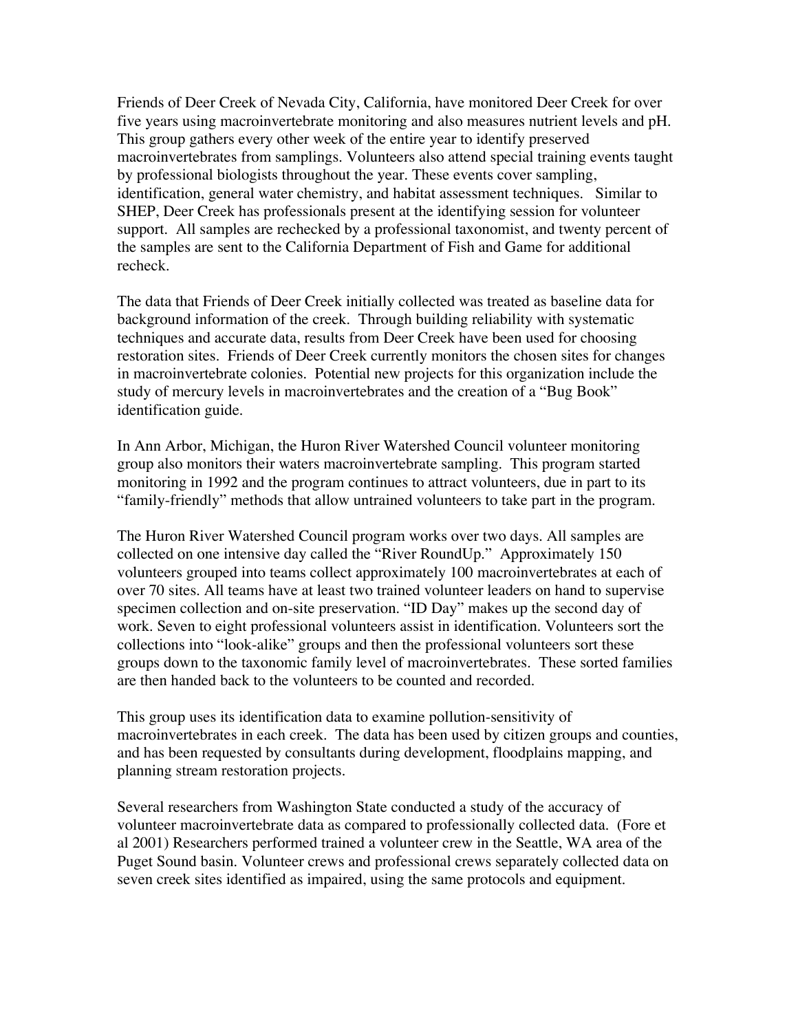Friends of Deer Creek of Nevada City, California, have monitored Deer Creek for over five years using macroinvertebrate monitoring and also measures nutrient levels and pH. This group gathers every other week of the entire year to identify preserved macroinvertebrates from samplings. Volunteers also attend special training events taught by professional biologists throughout the year. These events cover sampling, identification, general water chemistry, and habitat assessment techniques. Similar to SHEP, Deer Creek has professionals present at the identifying session for volunteer support. All samples are rechecked by a professional taxonomist, and twenty percent of the samples are sent to the California Department of Fish and Game for additional recheck.

The data that Friends of Deer Creek initially collected was treated as baseline data for background information of the creek. Through building reliability with systematic techniques and accurate data, results from Deer Creek have been used for choosing restoration sites. Friends of Deer Creek currently monitors the chosen sites for changes in macroinvertebrate colonies. Potential new projects for this organization include the study of mercury levels in macroinvertebrates and the creation of a "Bug Book" identification guide.

In Ann Arbor, Michigan, the Huron River Watershed Council volunteer monitoring group also monitors their waters macroinvertebrate sampling. This program started monitoring in 1992 and the program continues to attract volunteers, due in part to its "family-friendly" methods that allow untrained volunteers to take part in the program.

The Huron River Watershed Council program works over two days. All samples are collected on one intensive day called the "River RoundUp." Approximately 150 volunteers grouped into teams collect approximately 100 macroinvertebrates at each of over 70 sites. All teams have at least two trained volunteer leaders on hand to supervise specimen collection and on-site preservation. "ID Day" makes up the second day of work. Seven to eight professional volunteers assist in identification. Volunteers sort the collections into "look-alike" groups and then the professional volunteers sort these groups down to the taxonomic family level of macroinvertebrates. These sorted families are then handed back to the volunteers to be counted and recorded.

This group uses its identification data to examine pollution-sensitivity of macroinvertebrates in each creek. The data has been used by citizen groups and counties, and has been requested by consultants during development, floodplains mapping, and planning stream restoration projects.

Several researchers from Washington State conducted a study of the accuracy of volunteer macroinvertebrate data as compared to professionally collected data. (Fore et al 2001) Researchers performed trained a volunteer crew in the Seattle, WA area of the Puget Sound basin. Volunteer crews and professional crews separately collected data on seven creek sites identified as impaired, using the same protocols and equipment.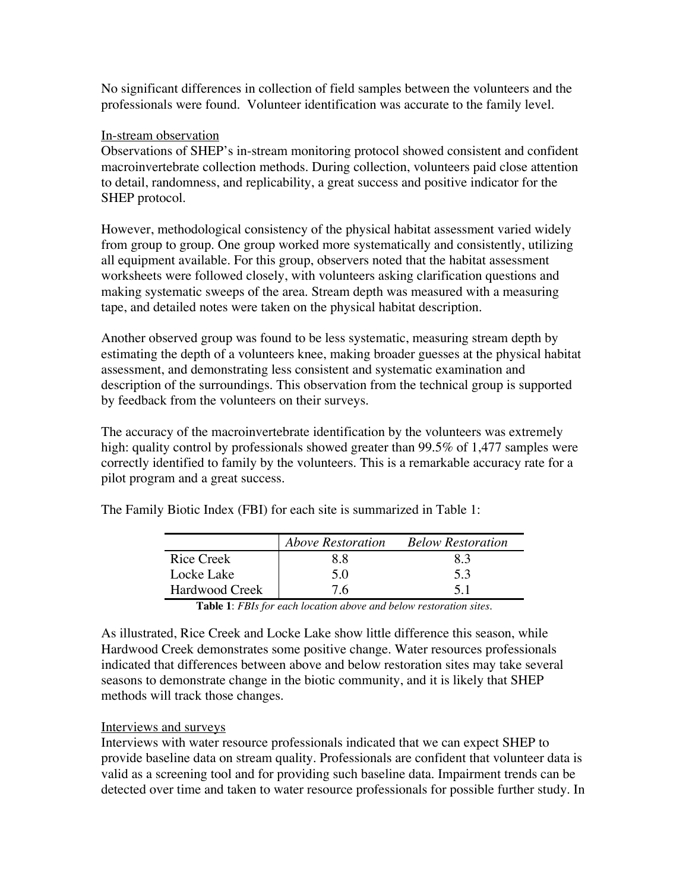No significant differences in collection of field samples between the volunteers and the professionals were found. Volunteer identification was accurate to the family level.

In-stream observation

Observations of SHEP's in-stream monitoring protocol showed consistent and confident macroinvertebrate collection methods. During collection, volunteers paid close attention to detail, randomness, and replicability, a great success and positive indicator for the SHEP protocol.

However, methodological consistency of the physical habitat assessment varied widely from group to group. One group worked more systematically and consistently, utilizing all equipment available. For this group, observers noted that the habitat assessment worksheets were followed closely, with volunteers asking clarification questions and making systematic sweeps of the area. Stream depth was measured with a measuring tape, and detailed notes were taken on the physical habitat description.

Another observed group was found to be less systematic, measuring stream depth by estimating the depth of a volunteers knee, making broader guesses at the physical habitat assessment, and demonstrating less consistent and systematic examination and description of the surroundings. This observation from the technical group is supported by feedback from the volunteers on their surveys.

The accuracy of the macroinvertebrate identification by the volunteers was extremely high: quality control by professionals showed greater than 99.5% of 1,477 samples were correctly identified to family by the volunteers. This is a remarkable accuracy rate for a pilot program and a great success.

The Family Biotic Index (FBI) for each site is summarized in Table 1:

| | *Above Restoration* | *Below Restoration* |
|---|---|---|
| Rice Creek | 8.8 | 8.3 |
| Locke Lake | 5.0 | 5.3 |
| Hardwood Creek | 7.6 | 5.1 |

**Table 1**: *FBIs for each location above and below restoration sites.*

As illustrated, Rice Creek and Locke Lake show little difference this season, while Hardwood Creek demonstrates some positive change. Water resources professionals indicated that differences between above and below restoration sites may take several seasons to demonstrate change in the biotic community, and it is likely that SHEP methods will track those changes.

Interviews and surveys

Interviews with water resource professionals indicated that we can expect SHEP to provide baseline data on stream quality. Professionals are confident that volunteer data is valid as a screening tool and for providing such baseline data. Impairment trends can be detected over time and taken to water resource professionals for possible further study. In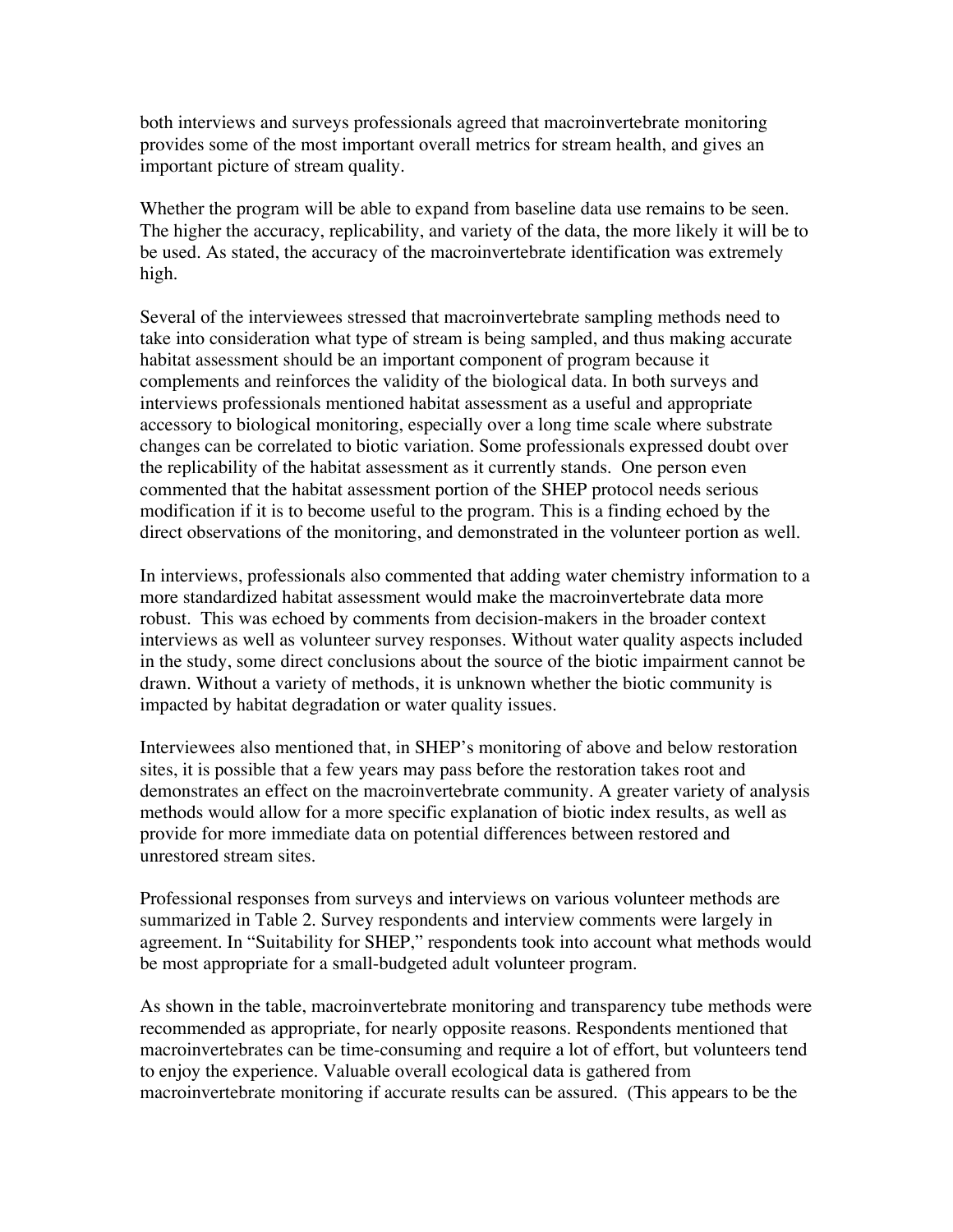both interviews and surveys professionals agreed that macroinvertebrate monitoring provides some of the most important overall metrics for stream health, and gives an important picture of stream quality.

Whether the program will be able to expand from baseline data use remains to be seen. The higher the accuracy, replicability, and variety of the data, the more likely it will be to be used. As stated, the accuracy of the macroinvertebrate identification was extremely high.

Several of the interviewees stressed that macroinvertebrate sampling methods need to take into consideration what type of stream is being sampled, and thus making accurate habitat assessment should be an important component of program because it complements and reinforces the validity of the biological data. In both surveys and interviews professionals mentioned habitat assessment as a useful and appropriate accessory to biological monitoring, especially over a long time scale where substrate changes can be correlated to biotic variation. Some professionals expressed doubt over the replicability of the habitat assessment as it currently stands. One person even commented that the habitat assessment portion of the SHEP protocol needs serious modification if it is to become useful to the program. This is a finding echoed by the direct observations of the monitoring, and demonstrated in the volunteer portion as well.

In interviews, professionals also commented that adding water chemistry information to a more standardized habitat assessment would make the macroinvertebrate data more robust. This was echoed by comments from decision-makers in the broader context interviews as well as volunteer survey responses. Without water quality aspects included in the study, some direct conclusions about the source of the biotic impairment cannot be drawn. Without a variety of methods, it is unknown whether the biotic community is impacted by habitat degradation or water quality issues.

Interviewees also mentioned that, in SHEP's monitoring of above and below restoration sites, it is possible that a few years may pass before the restoration takes root and demonstrates an effect on the macroinvertebrate community. A greater variety of analysis methods would allow for a more specific explanation of biotic index results, as well as provide for more immediate data on potential differences between restored and unrestored stream sites.

Professional responses from surveys and interviews on various volunteer methods are summarized in Table 2. Survey respondents and interview comments were largely in agreement. In "Suitability for SHEP," respondents took into account what methods would be most appropriate for a small-budgeted adult volunteer program.

As shown in the table, macroinvertebrate monitoring and transparency tube methods were recommended as appropriate, for nearly opposite reasons. Respondents mentioned that macroinvertebrates can be time-consuming and require a lot of effort, but volunteers tend to enjoy the experience. Valuable overall ecological data is gathered from macroinvertebrate monitoring if accurate results can be assured. (This appears to be the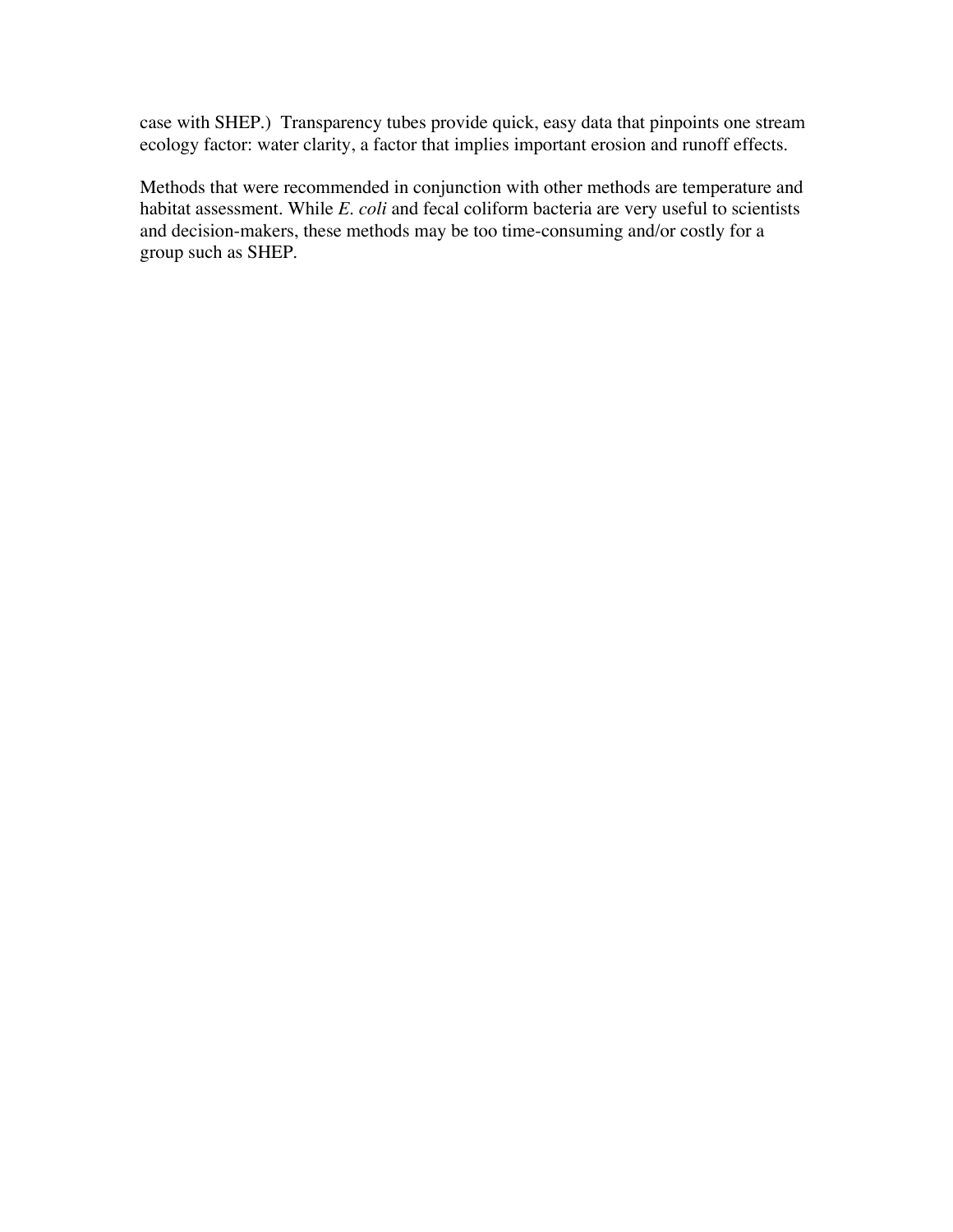case with SHEP.)  Transparency tubes provide quick, easy data that pinpoints one stream ecology factor: water clarity, a factor that implies important erosion and runoff effects.

Methods that were recommended in conjunction with other methods are temperature and habitat assessment. While *E. coli* and fecal coliform bacteria are very useful to scientists and decision-makers, these methods may be too time-consuming and/or costly for a group such as SHEP.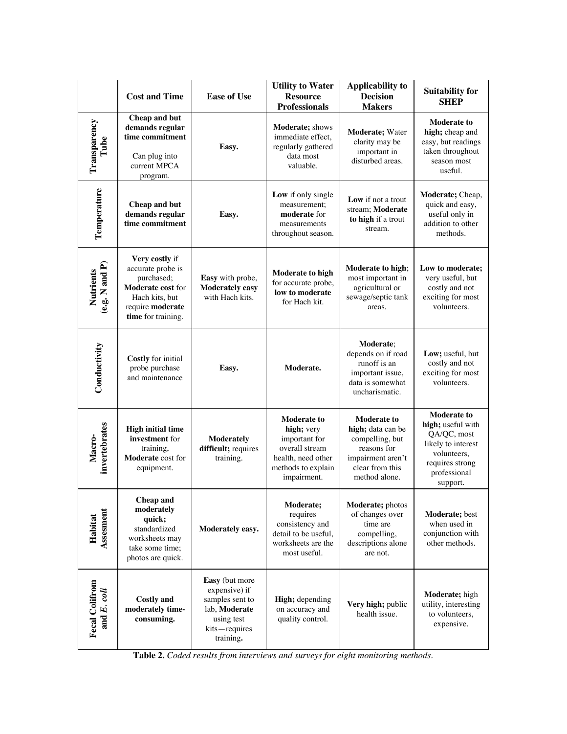| | Cost and Time | Ease of Use | Utility to Water Resource Professionals | Applicability to Decision Makers | Suitability for SHEP |
|---|---|---|---|---|---|
| **Transparency Tube** | **Cheap and but demands regular time commitment** Can plug into current MPCA program. | **Easy.** | **Moderate;** shows immediate effect, regularly gathered data most valuable. | **Moderate;** Water clarity may be important in disturbed areas. | **Moderate to high;** cheap and easy, but readings taken throughout season most useful. |
| **Temperature** | **Cheap and but demands regular time commitment** | **Easy.** | **Low** if only single measurement; **moderate** for measurements throughout season. | **Low** if not a trout stream; **Moderate to high** if a trout stream. | **Moderate;** Cheap, quick and easy, useful only in addition to other methods. |
| **Nutrients (e.g. N and P)** | **Very costly** if accurate probe is purchased; **Moderate cost** for Hach kits, but require **moderate time** for training. | **Easy** with probe, **Moderately easy** with Hach kits. | **Moderate to high** for accurate probe, **low to moderate** for Hach kit. | **Moderate to high**; most important in agricultural or sewage/septic tank areas. | **Low to moderate;** very useful, but costly and not exciting for most volunteers. |
| **Conductivity** | **Costly** for initial probe purchase and maintenance | **Easy.** | **Moderate.** | **Moderate**; depends on if road runoff is an important issue, data is somewhat uncharismatic. | **Low;** useful, but costly and not exciting for most volunteers. |
| **Macro-invertebrates** | **High initial time investment** for training, **Moderate** cost for equipment. | **Moderately difficult;** requires training. | **Moderate to high;** very important for overall stream health, need other methods to explain impairment. | **Moderate to high;** data can be compelling, but reasons for impairment aren't clear from this method alone. | **Moderate to high;** useful with QA/QC, most likely to interest volunteers, requires strong professional support. |
| **Habitat Assesment** | **Cheap and moderately quick;** standardized worksheets may take some time; photos are quick. | **Moderately easy.** | **Moderate;** requires consistency and detail to be useful, worksheets are the most useful. | **Moderate;** photos of changes over time are compelling, descriptions alone are not. | **Moderate;** best when used in conjunction with other methods. |
| **Fecal Colifrom and *E. coli*** | **Costly and moderately time-consuming.** | **Easy** (but more expensive) if samples sent to lab, **Moderate** using test kits—requires training**.** | **High;** depending on accuracy and quality control. | **Very high;** public health issue. | **Moderate;** high utility, interesting to volunteers, expensive. |

**Table 2.** *Coded results from interviews and surveys for eight monitoring methods.*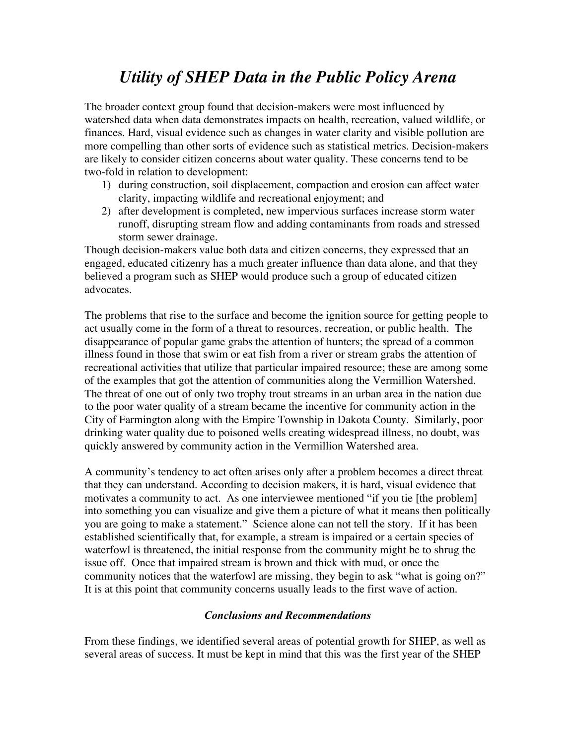# *Utility of SHEP Data in the Public Policy Arena*

The broader context group found that decision-makers were most influenced by watershed data when data demonstrates impacts on health, recreation, valued wildlife, or finances. Hard, visual evidence such as changes in water clarity and visible pollution are more compelling than other sorts of evidence such as statistical metrics. Decision-makers are likely to consider citizen concerns about water quality. These concerns tend to be two-fold in relation to development:

1) during construction, soil displacement, compaction and erosion can affect water clarity, impacting wildlife and recreational enjoyment; and
2) after development is completed, new impervious surfaces increase storm water runoff, disrupting stream flow and adding contaminants from roads and stressed storm sewer drainage.

Though decision-makers value both data and citizen concerns, they expressed that an engaged, educated citizenry has a much greater influence than data alone, and that they believed a program such as SHEP would produce such a group of educated citizen advocates.

The problems that rise to the surface and become the ignition source for getting people to act usually come in the form of a threat to resources, recreation, or public health. The disappearance of popular game grabs the attention of hunters; the spread of a common illness found in those that swim or eat fish from a river or stream grabs the attention of recreational activities that utilize that particular impaired resource; these are among some of the examples that got the attention of communities along the Vermillion Watershed. The threat of one out of only two trophy trout streams in an urban area in the nation due to the poor water quality of a stream became the incentive for community action in the City of Farmington along with the Empire Township in Dakota County. Similarly, poor drinking water quality due to poisoned wells creating widespread illness, no doubt, was quickly answered by community action in the Vermillion Watershed area.

A community's tendency to act often arises only after a problem becomes a direct threat that they can understand. According to decision makers, it is hard, visual evidence that motivates a community to act. As one interviewee mentioned "if you tie [the problem] into something you can visualize and give them a picture of what it means then politically you are going to make a statement." Science alone can not tell the story. If it has been established scientifically that, for example, a stream is impaired or a certain species of waterfowl is threatened, the initial response from the community might be to shrug the issue off. Once that impaired stream is brown and thick with mud, or once the community notices that the waterfowl are missing, they begin to ask "what is going on?" It is at this point that community concerns usually leads to the first wave of action.

### *Conclusions and Recommendations*

From these findings, we identified several areas of potential growth for SHEP, as well as several areas of success. It must be kept in mind that this was the first year of the SHEP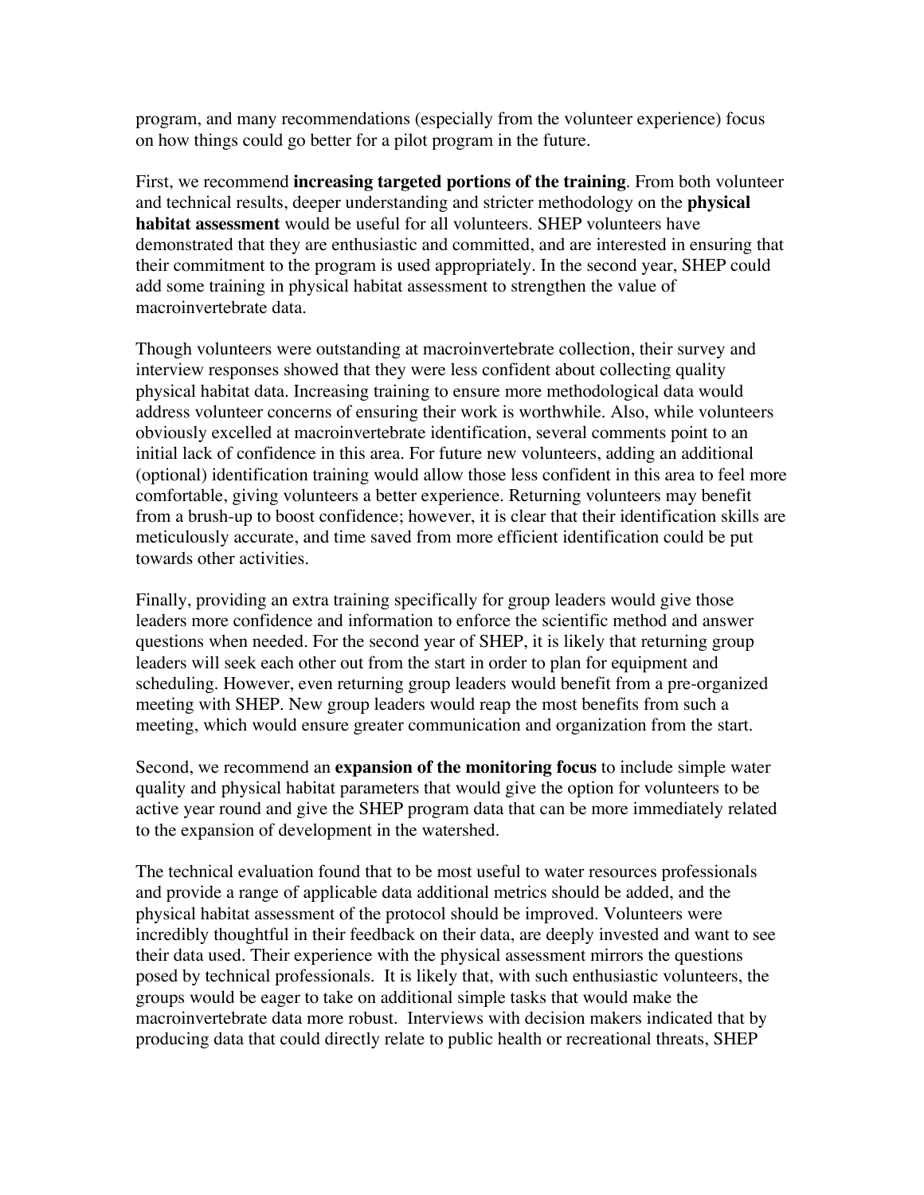program, and many recommendations (especially from the volunteer experience) focus on how things could go better for a pilot program in the future.

First, we recommend **increasing targeted portions of the training**. From both volunteer and technical results, deeper understanding and stricter methodology on the **physical habitat assessment** would be useful for all volunteers. SHEP volunteers have demonstrated that they are enthusiastic and committed, and are interested in ensuring that their commitment to the program is used appropriately. In the second year, SHEP could add some training in physical habitat assessment to strengthen the value of macroinvertebrate data.

Though volunteers were outstanding at macroinvertebrate collection, their survey and interview responses showed that they were less confident about collecting quality physical habitat data. Increasing training to ensure more methodological data would address volunteer concerns of ensuring their work is worthwhile. Also, while volunteers obviously excelled at macroinvertebrate identification, several comments point to an initial lack of confidence in this area. For future new volunteers, adding an additional (optional) identification training would allow those less confident in this area to feel more comfortable, giving volunteers a better experience. Returning volunteers may benefit from a brush-up to boost confidence; however, it is clear that their identification skills are meticulously accurate, and time saved from more efficient identification could be put towards other activities.

Finally, providing an extra training specifically for group leaders would give those leaders more confidence and information to enforce the scientific method and answer questions when needed. For the second year of SHEP, it is likely that returning group leaders will seek each other out from the start in order to plan for equipment and scheduling. However, even returning group leaders would benefit from a pre-organized meeting with SHEP. New group leaders would reap the most benefits from such a meeting, which would ensure greater communication and organization from the start.

Second, we recommend an **expansion of the monitoring focus** to include simple water quality and physical habitat parameters that would give the option for volunteers to be active year round and give the SHEP program data that can be more immediately related to the expansion of development in the watershed.

The technical evaluation found that to be most useful to water resources professionals and provide a range of applicable data additional metrics should be added, and the physical habitat assessment of the protocol should be improved. Volunteers were incredibly thoughtful in their feedback on their data, are deeply invested and want to see their data used. Their experience with the physical assessment mirrors the questions posed by technical professionals. It is likely that, with such enthusiastic volunteers, the groups would be eager to take on additional simple tasks that would make the macroinvertebrate data more robust. Interviews with decision makers indicated that by producing data that could directly relate to public health or recreational threats, SHEP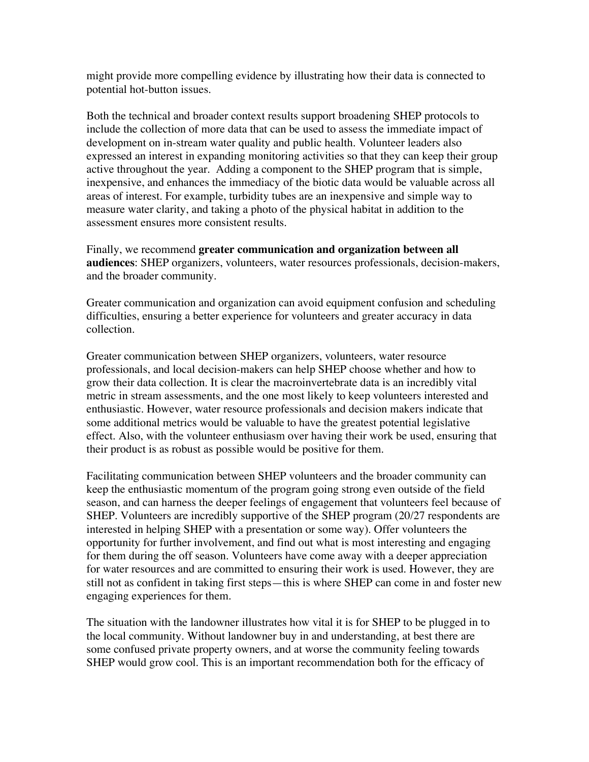might provide more compelling evidence by illustrating how their data is connected to potential hot-button issues.

Both the technical and broader context results support broadening SHEP protocols to include the collection of more data that can be used to assess the immediate impact of development on in-stream water quality and public health. Volunteer leaders also expressed an interest in expanding monitoring activities so that they can keep their group active throughout the year. Adding a component to the SHEP program that is simple, inexpensive, and enhances the immediacy of the biotic data would be valuable across all areas of interest. For example, turbidity tubes are an inexpensive and simple way to measure water clarity, and taking a photo of the physical habitat in addition to the assessment ensures more consistent results.

Finally, we recommend **greater communication and organization between all audiences**: SHEP organizers, volunteers, water resources professionals, decision-makers, and the broader community.

Greater communication and organization can avoid equipment confusion and scheduling difficulties, ensuring a better experience for volunteers and greater accuracy in data collection.

Greater communication between SHEP organizers, volunteers, water resource professionals, and local decision-makers can help SHEP choose whether and how to grow their data collection. It is clear the macroinvertebrate data is an incredibly vital metric in stream assessments, and the one most likely to keep volunteers interested and enthusiastic. However, water resource professionals and decision makers indicate that some additional metrics would be valuable to have the greatest potential legislative effect. Also, with the volunteer enthusiasm over having their work be used, ensuring that their product is as robust as possible would be positive for them.

Facilitating communication between SHEP volunteers and the broader community can keep the enthusiastic momentum of the program going strong even outside of the field season, and can harness the deeper feelings of engagement that volunteers feel because of SHEP. Volunteers are incredibly supportive of the SHEP program (20/27 respondents are interested in helping SHEP with a presentation or some way). Offer volunteers the opportunity for further involvement, and find out what is most interesting and engaging for them during the off season. Volunteers have come away with a deeper appreciation for water resources and are committed to ensuring their work is used. However, they are still not as confident in taking first steps—this is where SHEP can come in and foster new engaging experiences for them.

The situation with the landowner illustrates how vital it is for SHEP to be plugged in to the local community. Without landowner buy in and understanding, at best there are some confused private property owners, and at worse the community feeling towards SHEP would grow cool. This is an important recommendation both for the efficacy of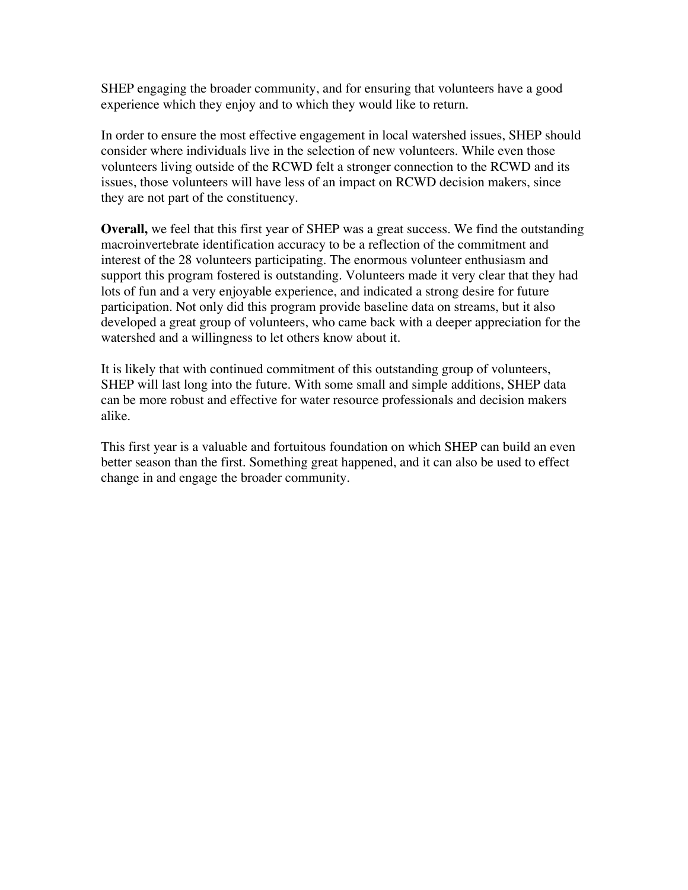SHEP engaging the broader community, and for ensuring that volunteers have a good experience which they enjoy and to which they would like to return.

In order to ensure the most effective engagement in local watershed issues, SHEP should consider where individuals live in the selection of new volunteers. While even those volunteers living outside of the RCWD felt a stronger connection to the RCWD and its issues, those volunteers will have less of an impact on RCWD decision makers, since they are not part of the constituency.

**Overall,** we feel that this first year of SHEP was a great success. We find the outstanding macroinvertebrate identification accuracy to be a reflection of the commitment and interest of the 28 volunteers participating. The enormous volunteer enthusiasm and support this program fostered is outstanding. Volunteers made it very clear that they had lots of fun and a very enjoyable experience, and indicated a strong desire for future participation. Not only did this program provide baseline data on streams, but it also developed a great group of volunteers, who came back with a deeper appreciation for the watershed and a willingness to let others know about it.

It is likely that with continued commitment of this outstanding group of volunteers, SHEP will last long into the future. With some small and simple additions, SHEP data can be more robust and effective for water resource professionals and decision makers alike.

This first year is a valuable and fortuitous foundation on which SHEP can build an even better season than the first. Something great happened, and it can also be used to effect change in and engage the broader community.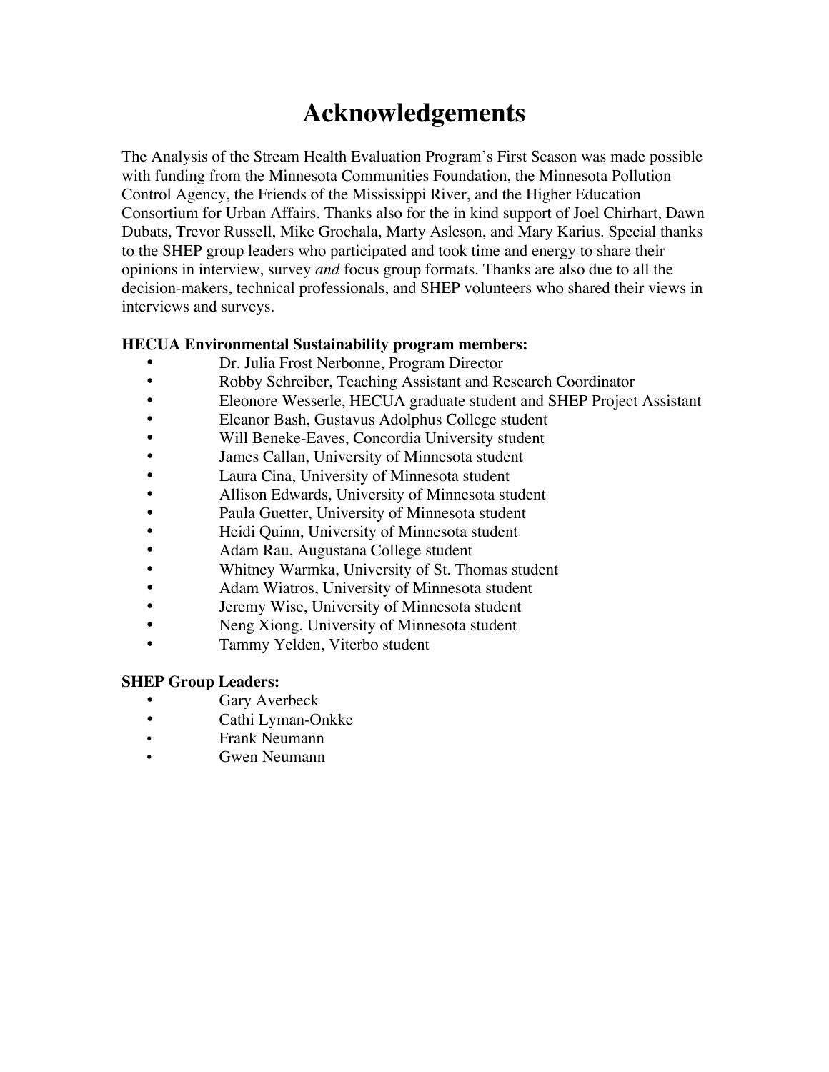# Acknowledgements

The Analysis of the Stream Health Evaluation Program's First Season was made possible with funding from the Minnesota Communities Foundation, the Minnesota Pollution Control Agency, the Friends of the Mississippi River, and the Higher Education Consortium for Urban Affairs. Thanks also for the in kind support of Joel Chirhart, Dawn Dubats, Trevor Russell, Mike Grochala, Marty Asleson, and Mary Karius. Special thanks to the SHEP group leaders who participated and took time and energy to share their opinions in interview, survey *and* focus group formats. Thanks are also due to all the decision-makers, technical professionals, and SHEP volunteers who shared their views in interviews and surveys.

**HECUA Environmental Sustainability program members:**

- Dr. Julia Frost Nerbonne, Program Director
- Robby Schreiber, Teaching Assistant and Research Coordinator
- Eleonore Wesserle, HECUA graduate student and SHEP Project Assistant
- Eleanor Bash, Gustavus Adolphus College student
- Will Beneke-Eaves, Concordia University student
- James Callan, University of Minnesota student
- Laura Cina, University of Minnesota student
- Allison Edwards, University of Minnesota student
- Paula Guetter, University of Minnesota student
- Heidi Quinn, University of Minnesota student
- Adam Rau, Augustana College student
- Whitney Warmka, University of St. Thomas student
- Adam Wiatros, University of Minnesota student
- Jeremy Wise, University of Minnesota student
- Neng Xiong, University of Minnesota student
- Tammy Yelden, Viterbo student

**SHEP Group Leaders:**

- Gary Averbeck
- Cathi Lyman-Onkke
- Frank Neumann
- Gwen Neumann